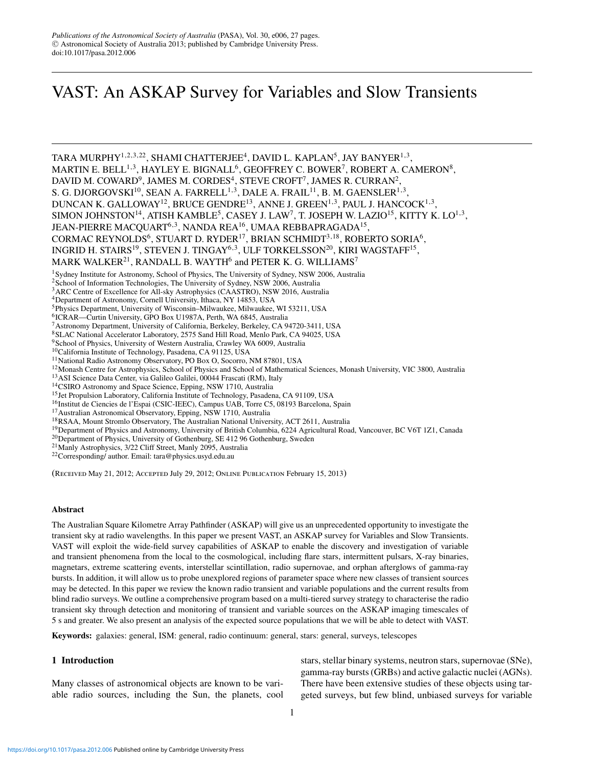*Publications of the Astronomical Society of Australia* (PASA), Vol. 30, e006, 27 pages.
© Astronomical Society of Australia 2013; published by Cambridge University Press.
doi:10.1017/pasa.2012.006

# VAST: An ASKAP Survey for Variables and Slow Transients

TARA MURPHY[1,2,3,22], SHAMI CHATTERJEE[4], DAVID L. KAPLAN[5], JAY BANYER[1,3], MARTIN E. BELL[1,3], HAYLEY E. BIGNALL[6], GEOFFREY C. BOWER[7], ROBERT A. CAMERON[8], DAVID M. COWARD[9], JAMES M. CORDES[4], STEVE CROFT[7], JAMES R. CURRAN[2], S. G. DJORGOVSKI[10], SEAN A. FARRELL[1,3], DALE A. FRAIL[11], B. M. GAENSLER[1,3], DUNCAN K. GALLOWAY[12], BRUCE GENDRE[13], ANNE J. GREEN[1,3], PAUL J. HANCOCK[1,3], SIMON JOHNSTON[14], ATISH KAMBLE[5], CASEY J. LAW[7], T. JOSEPH W. LAZIO[15], KITTY K. LO[1,3], JEAN-PIERRE MACQUART[6,3], NANDA REA[16], UMAA REBBAPRAGADA[15], CORMAC REYNOLDS[6], STUART D. RYDER[17], BRIAN SCHMIDT[3,18], ROBERTO SORIA[6], INGRID H. STAIRS[19], STEVEN J. TINGAY[6,3], ULF TORKELSSON[20], KIRI WAGSTAFF[15], MARK WALKER[21], RANDALL B. WAYTH[6] and PETER K. G. WILLIAMS[7]

[1]Sydney Institute for Astronomy, School of Physics, The University of Sydney, NSW 2006, Australia
[2]School of Information Technologies, The University of Sydney, NSW 2006, Australia
[3]ARC Centre of Excellence for All-sky Astrophysics (CAASTRO), NSW 2016, Australia
[4]Department of Astronomy, Cornell University, Ithaca, NY 14853, USA
[5]Physics Department, University of Wisconsin–Milwaukee, Milwaukee, WI 53211, USA
[6]ICRAR—Curtin University, GPO Box U1987A, Perth, WA 6845, Australia
[7]Astronomy Department, University of California, Berkeley, Berkeley, CA 94720-3411, USA
[8]SLAC National Accelerator Laboratory, 2575 Sand Hill Road, Menlo Park, CA 94025, USA
[9]School of Physics, University of Western Australia, Crawley WA 6009, Australia
[10]California Institute of Technology, Pasadena, CA 91125, USA
[11]National Radio Astronomy Observatory, PO Box O, Socorro, NM 87801, USA
[12]Monash Centre for Astrophysics, School of Physics and School of Mathematical Sciences, Monash University, VIC 3800, Australia
[13]ASI Science Data Center, via Galileo Galilei, 00044 Frascati (RM), Italy
[14]CSIRO Astronomy and Space Science, Epping, NSW 1710, Australia
[15]Jet Propulsion Laboratory, California Institute of Technology, Pasadena, CA 91109, USA
[16]Institut de Ciencies de l'Espai (CSIC-IEEC), Campus UAB, Torre C5, 08193 Barcelona, Spain
[17]Australian Astronomical Observatory, Epping, NSW 1710, Australia
[18]RSAA, Mount Stromlo Observatory, The Australian National University, ACT 2611, Australia
[19]Department of Physics and Astronomy, University of British Columbia, 6224 Agricultural Road, Vancouver, BC V6T 1Z1, Canada
[20]Department of Physics, University of Gothenburg, SE 412 96 Gothenburg, Sweden
[21]Manly Astrophysics, 3/22 Cliff Street, Manly 2095, Australia
[22]Corresponding/ author. Email: tara@physics.usyd.edu.au

(Received May 21, 2012; Accepted July 29, 2012; Online Publication February 15, 2013)

## Abstract

The Australian Square Kilometre Array Pathfinder (ASKAP) will give us an unprecedented opportunity to investigate the transient sky at radio wavelengths. In this paper we present VAST, an ASKAP survey for Variables and Slow Transients. VAST will exploit the wide-field survey capabilities of ASKAP to enable the discovery and investigation of variable and transient phenomena from the local to the cosmological, including flare stars, intermittent pulsars, X-ray binaries, magnetars, extreme scattering events, interstellar scintillation, radio supernovae, and orphan afterglows of gamma-ray bursts. In addition, it will allow us to probe unexplored regions of parameter space where new classes of transient sources may be detected. In this paper we review the known radio transient and variable populations and the current results from blind radio surveys. We outline a comprehensive program based on a multi-tiered survey strategy to characterise the radio transient sky through detection and monitoring of transient and variable sources on the ASKAP imaging timescales of 5 s and greater. We also present an analysis of the expected source populations that we will be able to detect with VAST.

**Keywords:** galaxies: general, ISM: general, radio continuum: general, stars: general, surveys, telescopes

## 1 Introduction

Many classes of astronomical objects are known to be variable radio sources, including the Sun, the planets, cool stars, stellar binary systems, neutron stars, supernovae (SNe), gamma-ray bursts (GRBs) and active galactic nuclei (AGNs). There have been extensive studies of these objects using targeted surveys, but few blind, unbiased surveys for variable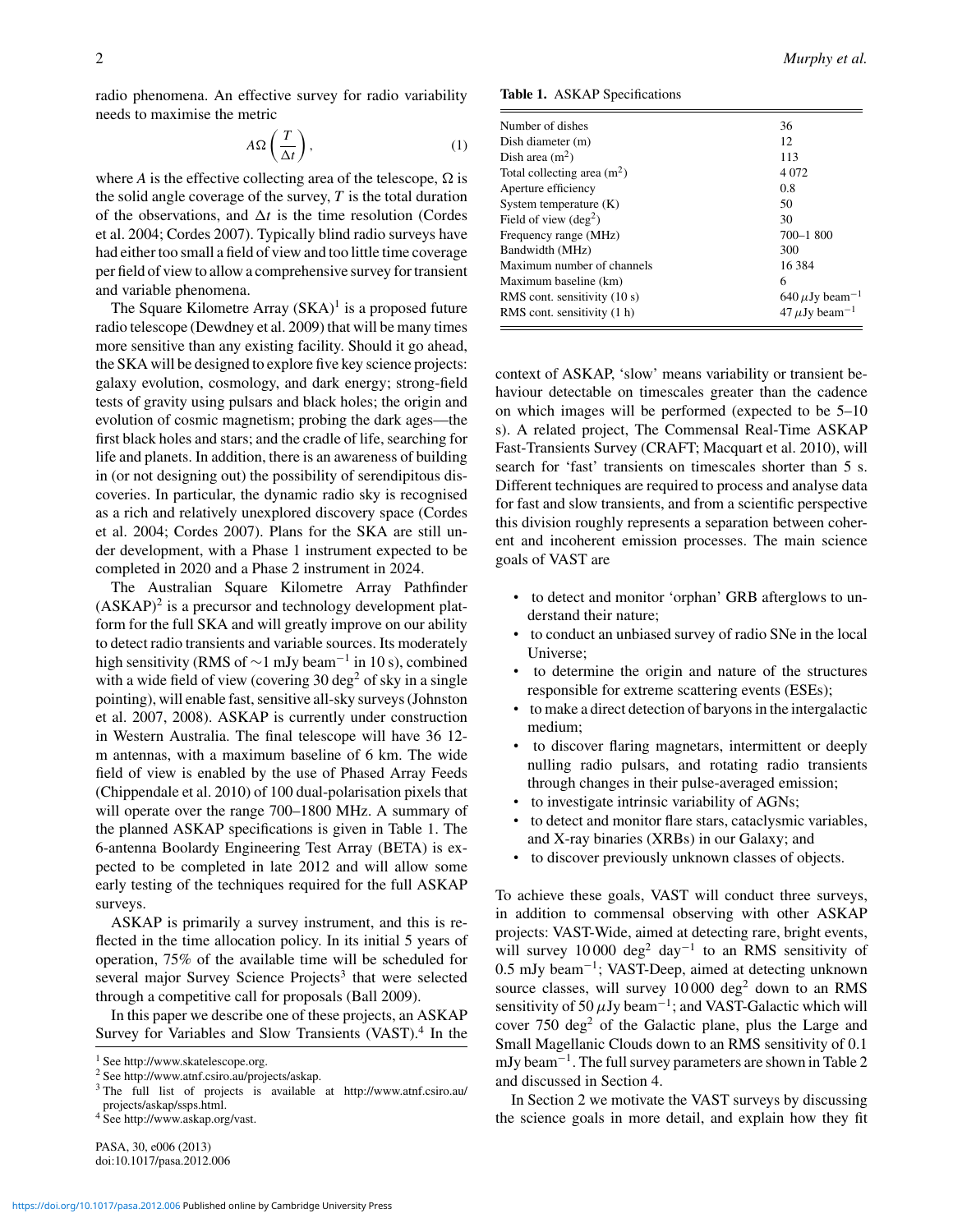radio phenomena. An effective survey for radio variability needs to maximise the metric

$$A\Omega\left(\frac{T}{\Delta t}\right), \tag{1}$$

where $A$ is the effective collecting area of the telescope, $\Omega$ is the solid angle coverage of the survey, $T$ is the total duration of the observations, and $\Delta t$ is the time resolution (Cordes et al. 2004; Cordes 2007). Typically blind radio surveys have had either too small a field of view and too little time coverage per field of view to allow a comprehensive survey for transient and variable phenomena.

The Square Kilometre Array (SKA)[1] is a proposed future radio telescope (Dewdney et al. 2009) that will be many times more sensitive than any existing facility. Should it go ahead, the SKA will be designed to explore five key science projects: galaxy evolution, cosmology, and dark energy; strong-field tests of gravity using pulsars and black holes; the origin and evolution of cosmic magnetism; probing the dark ages—the first black holes and stars; and the cradle of life, searching for life and planets. In addition, there is an awareness of building in (or not designing out) the possibility of serendipitous discoveries. In particular, the dynamic radio sky is recognised as a rich and relatively unexplored discovery space (Cordes et al. 2004; Cordes 2007). Plans for the SKA are still under development, with a Phase 1 instrument expected to be completed in 2020 and a Phase 2 instrument in 2024.

The Australian Square Kilometre Array Pathfinder (ASKAP)[2] is a precursor and technology development platform for the full SKA and will greatly improve on our ability to detect radio transients and variable sources. Its moderately high sensitivity (RMS of ~1 mJy beam$^{-1}$ in 10 s), combined with a wide field of view (covering 30 deg$^2$ of sky in a single pointing), will enable fast, sensitive all-sky surveys (Johnston et al. 2007, 2008). ASKAP is currently under construction in Western Australia. The final telescope will have 36 12-m antennas, with a maximum baseline of 6 km. The wide field of view is enabled by the use of Phased Array Feeds (Chippendale et al. 2010) of 100 dual-polarisation pixels that will operate over the range 700–1800 MHz. A summary of the planned ASKAP specifications is given in Table 1. The 6-antenna Boolardy Engineering Test Array (BETA) is expected to be completed in late 2012 and will allow some early testing of the techniques required for the full ASKAP surveys.

ASKAP is primarily a survey instrument, and this is reflected in the time allocation policy. In its initial 5 years of operation, 75% of the available time will be scheduled for several major Survey Science Projects[3] that were selected through a competitive call for proposals (Ball 2009).

In this paper we describe one of these projects, an ASKAP Survey for Variables and Slow Transients (VAST).[4] In the context of ASKAP, 'slow' means variability or transient behaviour detectable on timescales greater than the cadence on which images will be performed (expected to be 5–10 s). A related project, The Commensal Real-Time ASKAP Fast-Transients Survey (CRAFT; Macquart et al. 2010), will search for 'fast' transients on timescales shorter than 5 s. Different techniques are required to process and analyse data for fast and slow transients, and from a scientific perspective this division roughly represents a separation between coherent and incoherent emission processes. The main science goals of VAST are

- to detect and monitor 'orphan' GRB afterglows to understand their nature;
- to conduct an unbiased survey of radio SNe in the local Universe;
- to determine the origin and nature of the structures responsible for extreme scattering events (ESEs);
- to make a direct detection of baryons in the intergalactic medium;
- to discover flaring magnetars, intermittent or deeply nulling radio pulsars, and rotating radio transients through changes in their pulse-averaged emission;
- to investigate intrinsic variability of AGNs;
- to detect and monitor flare stars, cataclysmic variables, and X-ray binaries (XRBs) in our Galaxy; and
- to discover previously unknown classes of objects.

To achieve these goals, VAST will conduct three surveys, in addition to commensal observing with other ASKAP projects: VAST-Wide, aimed at detecting rare, bright events, will survey 10 000 deg$^2$ day$^{-1}$ to an RMS sensitivity of 0.5 mJy beam$^{-1}$; VAST-Deep, aimed at detecting unknown source classes, will survey 10 000 deg$^2$ down to an RMS sensitivity of 50 $\mu$Jy beam$^{-1}$; and VAST-Galactic which will cover 750 deg$^2$ of the Galactic plane, plus the Large and Small Magellanic Clouds down to an RMS sensitivity of 0.1 mJy beam$^{-1}$. The full survey parameters are shown in Table 2 and discussed in Section 4.

In Section 2 we motivate the VAST surveys by discussing the science goals in more detail, and explain how they fit

**Table 1.** ASKAP Specifications

| | |
|---|---|
| Number of dishes | 36 |
| Dish diameter (m) | 12 |
| Dish area (m$^2$) | 113 |
| Total collecting area (m$^2$) | 4 072 |
| Aperture efficiency | 0.8 |
| System temperature (K) | 50 |
| Field of view (deg$^2$) | 30 |
| Frequency range (MHz) | 700–1 800 |
| Bandwidth (MHz) | 300 |
| Maximum number of channels | 16 384 |
| Maximum baseline (km) | 6 |
| RMS cont. sensitivity (10 s) | 640 $\mu$Jy beam$^{-1}$ |
| RMS cont. sensitivity (1 h) | 47 $\mu$Jy beam$^{-1}$ |

[1] See http://www.skatelescope.org.
[2] See http://www.atnf.csiro.au/projects/askap.
[3] The full list of projects is available at http://www.atnf.csiro.au/projects/askap/ssps.html.
[4] See http://www.askap.org/vast.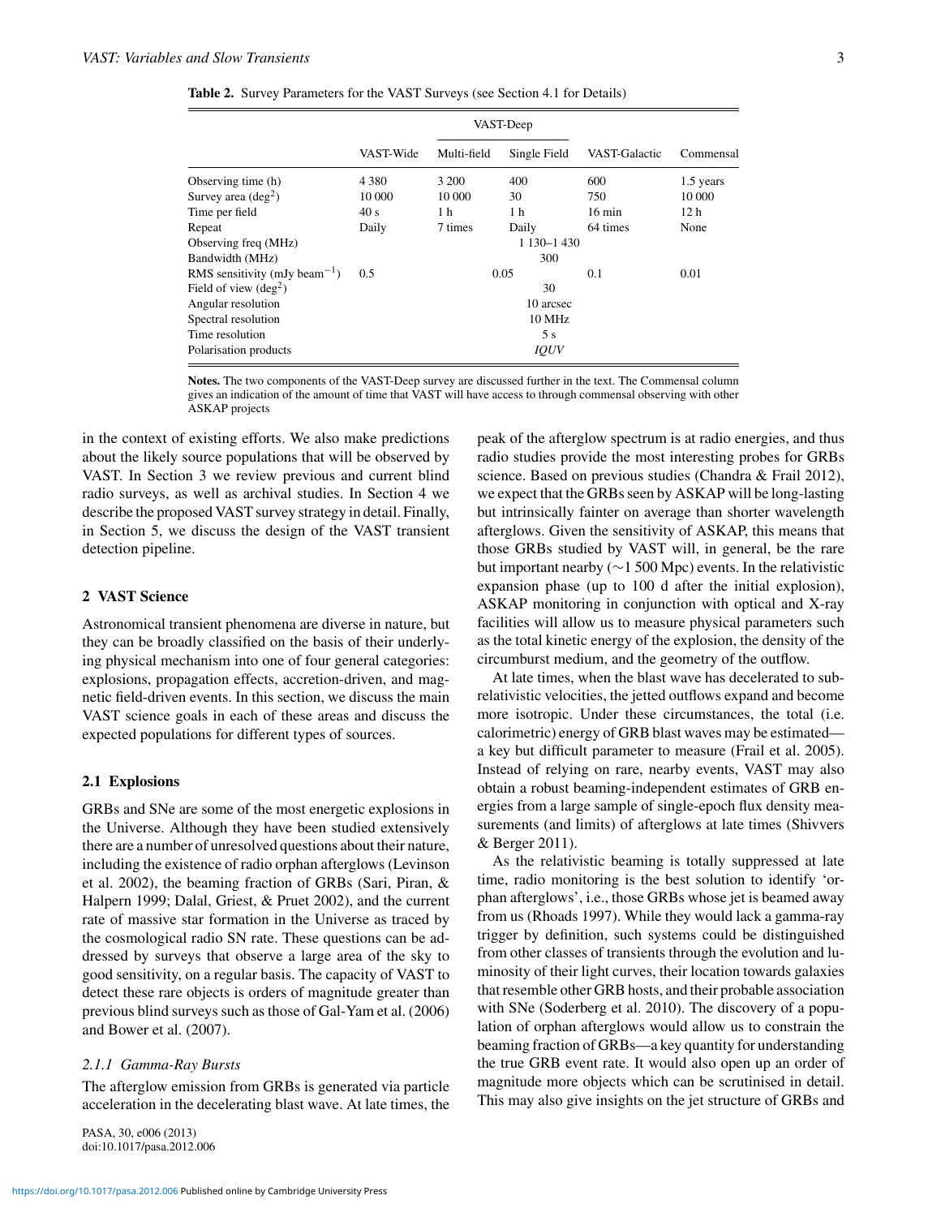**Table 2.** Survey Parameters for the VAST Surveys (see Section 4.1 for Details)

| | VAST-Wide | VAST-Deep | | VAST-Galactic | Commensal |
|---|---|---|---|---|---|
| | | Multi-field | Single Field | | |
| Observing time (h) | 4 380 | 3 200 | 400 | 600 | 1.5 years |
| Survey area (deg$^2$) | 10 000 | 10 000 | 30 | 750 | 10 000 |
| Time per field | 40 s | 1 h | 1 h | 16 min | 12 h |
| Repeat | Daily | 7 times | Daily | 64 times | None |
| Observing freq (MHz) | 1 130–1 430 | | | | |
| Bandwidth (MHz) | 300 | | | | |
| RMS sensitivity (mJy beam$^{-1}$) | 0.5 | 0.05 | | 0.1 | 0.01 |
| Field of view (deg$^2$) | 30 | | | | |
| Angular resolution | 10 arcsec | | | | |
| Spectral resolution | 10 MHz | | | | |
| Time resolution | 5 s | | | | |
| Polarisation products | *IQUV* | | | | |

**Notes.** The two components of the VAST-Deep survey are discussed further in the text. The Commensal column gives an indication of the amount of time that VAST will have access to through commensal observing with other ASKAP projects

in the context of existing efforts. We also make predictions about the likely source populations that will be observed by VAST. In Section 3 we review previous and current blind radio surveys, as well as archival studies. In Section 4 we describe the proposed VAST survey strategy in detail. Finally, in Section 5, we discuss the design of the VAST transient detection pipeline.

## 2 VAST Science

Astronomical transient phenomena are diverse in nature, but they can be broadly classified on the basis of their underlying physical mechanism into one of four general categories: explosions, propagation effects, accretion-driven, and magnetic field-driven events. In this section, we discuss the main VAST science goals in each of these areas and discuss the expected populations for different types of sources.

### 2.1 Explosions

GRBs and SNe are some of the most energetic explosions in the Universe. Although they have been studied extensively there are a number of unresolved questions about their nature, including the existence of radio orphan afterglows (Levinson et al. 2002), the beaming fraction of GRBs (Sari, Piran, & Halpern 1999; Dalal, Griest, & Pruet 2002), and the current rate of massive star formation in the Universe as traced by the cosmological radio SN rate. These questions can be addressed by surveys that observe a large area of the sky to good sensitivity, on a regular basis. The capacity of VAST to detect these rare objects is orders of magnitude greater than previous blind surveys such as those of Gal-Yam et al. (2006) and Bower et al. (2007).

#### *2.1.1 Gamma-Ray Bursts*

The afterglow emission from GRBs is generated via particle acceleration in the decelerating blast wave. At late times, the peak of the afterglow spectrum is at radio energies, and thus radio studies provide the most interesting probes for GRBs science. Based on previous studies (Chandra & Frail 2012), we expect that the GRBs seen by ASKAP will be long-lasting but intrinsically fainter on average than shorter wavelength afterglows. Given the sensitivity of ASKAP, this means that those GRBs studied by VAST will, in general, be the rare but important nearby (∼1 500 Mpc) events. In the relativistic expansion phase (up to 100 d after the initial explosion), ASKAP monitoring in conjunction with optical and X-ray facilities will allow us to measure physical parameters such as the total kinetic energy of the explosion, the density of the circumburst medium, and the geometry of the outflow.

At late times, when the blast wave has decelerated to sub-relativistic velocities, the jetted outflows expand and become more isotropic. Under these circumstances, the total (i.e. calorimetric) energy of GRB blast waves may be estimated—a key but difficult parameter to measure (Frail et al. 2005). Instead of relying on rare, nearby events, VAST may also obtain a robust beaming-independent estimates of GRB energies from a large sample of single-epoch flux density measurements (and limits) of afterglows at late times (Shivvers & Berger 2011).

As the relativistic beaming is totally suppressed at late time, radio monitoring is the best solution to identify 'orphan afterglows', i.e., those GRBs whose jet is beamed away from us (Rhoads 1997). While they would lack a gamma-ray trigger by definition, such systems could be distinguished from other classes of transients through the evolution and luminosity of their light curves, their location towards galaxies that resemble other GRB hosts, and their probable association with SNe (Soderberg et al. 2010). The discovery of a population of orphan afterglows would allow us to constrain the beaming fraction of GRBs—a key quantity for understanding the true GRB event rate. It would also open up an order of magnitude more objects which can be scrutinised in detail. This may also give insights on the jet structure of GRBs and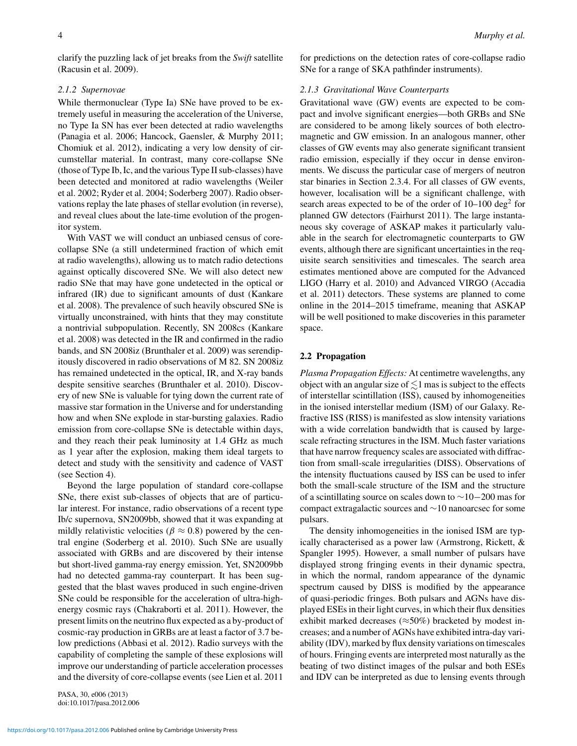clarify the puzzling lack of jet breaks from the *Swift* satellite (Racusin et al. 2009).

### 2.1.2 Supernovae

While thermonuclear (Type Ia) SNe have proved to be extremely useful in measuring the acceleration of the Universe, no Type Ia SN has ever been detected at radio wavelengths (Panagia et al. 2006; Hancock, Gaensler, & Murphy 2011; Chomiuk et al. 2012), indicating a very low density of circumstellar material. In contrast, many core-collapse SNe (those of Type Ib, Ic, and the various Type II sub-classes) have been detected and monitored at radio wavelengths (Weiler et al. 2002; Ryder et al. 2004; Soderberg 2007). Radio observations replay the late phases of stellar evolution (in reverse), and reveal clues about the late-time evolution of the progenitor system.

With VAST we will conduct an unbiased census of core-collapse SNe (a still undetermined fraction of which emit at radio wavelengths), allowing us to match radio detections against optically discovered SNe. We will also detect new radio SNe that may have gone undetected in the optical or infrared (IR) due to significant amounts of dust (Kankare et al. 2008). The prevalence of such heavily obscured SNe is virtually unconstrained, with hints that they may constitute a nontrivial subpopulation. Recently, SN 2008cs (Kankare et al. 2008) was detected in the IR and confirmed in the radio bands, and SN 2008iz (Brunthaler et al. 2009) was serendipitously discovered in radio observations of M 82. SN 2008iz has remained undetected in the optical, IR, and X-ray bands despite sensitive searches (Brunthaler et al. 2010). Discovery of new SNe is valuable for tying down the current rate of massive star formation in the Universe and for understanding how and when SNe explode in star-bursting galaxies. Radio emission from core-collapse SNe is detectable within days, and they reach their peak luminosity at 1.4 GHz as much as 1 year after the explosion, making them ideal targets to detect and study with the sensitivity and cadence of VAST (see Section 4).

Beyond the large population of standard core-collapse SNe, there exist sub-classes of objects that are of particular interest. For instance, radio observations of a recent type Ib/c supernova, SN2009bb, showed that it was expanding at mildly relativistic velocities ($\beta \approx 0.8$) powered by the central engine (Soderberg et al. 2010). Such SNe are usually associated with GRBs and are discovered by their intense but short-lived gamma-ray energy emission. Yet, SN2009bb had no detected gamma-ray counterpart. It has been suggested that the blast waves produced in such engine-driven SNe could be responsible for the acceleration of ultra-high-energy cosmic rays (Chakraborti et al. 2011). However, the present limits on the neutrino flux expected as a by-product of cosmic-ray production in GRBs are at least a factor of 3.7 below predictions (Abbasi et al. 2012). Radio surveys with the capability of completing the sample of these explosions will improve our understanding of particle acceleration processes and the diversity of core-collapse events (see Lien et al. 2011 for predictions on the detection rates of core-collapse radio SNe for a range of SKA pathfinder instruments).

### 2.1.3 Gravitational Wave Counterparts

Gravitational wave (GW) events are expected to be compact and involve significant energies—both GRBs and SNe are considered to be among likely sources of both electromagnetic and GW emission. In an analogous manner, other classes of GW events may also generate significant transient radio emission, especially if they occur in dense environments. We discuss the particular case of mergers of neutron star binaries in Section 2.3.4. For all classes of GW events, however, localisation will be a significant challenge, with search areas expected to be of the order of 10–100 deg$^2$ for planned GW detectors (Fairhurst 2011). The large instantaneous sky coverage of ASKAP makes it particularly valuable in the search for electromagnetic counterparts to GW events, although there are significant uncertainties in the requisite search sensitivities and timescales. The search area estimates mentioned above are computed for the Advanced LIGO (Harry et al. 2010) and Advanced VIRGO (Accadia et al. 2011) detectors. These systems are planned to come online in the 2014–2015 timeframe, meaning that ASKAP will be well positioned to make discoveries in this parameter space.

## 2.2 Propagation

*Plasma Propagation Effects:* At centimetre wavelengths, any object with an angular size of $\lesssim$1 mas is subject to the effects of interstellar scintillation (ISS), caused by inhomogeneities in the ionised interstellar medium (ISM) of our Galaxy. Refractive ISS (RISS) is manifested as slow intensity variations with a wide correlation bandwidth that is caused by large-scale refracting structures in the ISM. Much faster variations that have narrow frequency scales are associated with diffraction from small-scale irregularities (DISS). Observations of the intensity fluctuations caused by ISS can be used to infer both the small-scale structure of the ISM and the structure of a scintillating source on scales down to $\sim$10$-$200 mas for compact extragalactic sources and $\sim$10 nanoarcsec for some pulsars.

The density inhomogeneities in the ionised ISM are typically characterised as a power law (Armstrong, Rickett, & Spangler 1995). However, a small number of pulsars have displayed strong fringing events in their dynamic spectra, in which the normal, random appearance of the dynamic spectrum caused by DISS is modified by the appearance of quasi-periodic fringes. Both pulsars and AGNs have displayed ESEs in their light curves, in which their flux densities exhibit marked decreases ($\approx$50%) bracketed by modest increases; and a number of AGNs have exhibited intra-day variability (IDV), marked by flux density variations on timescales of hours. Fringing events are interpreted most naturally as the beating of two distinct images of the pulsar and both ESEs and IDV can be interpreted as due to lensing events through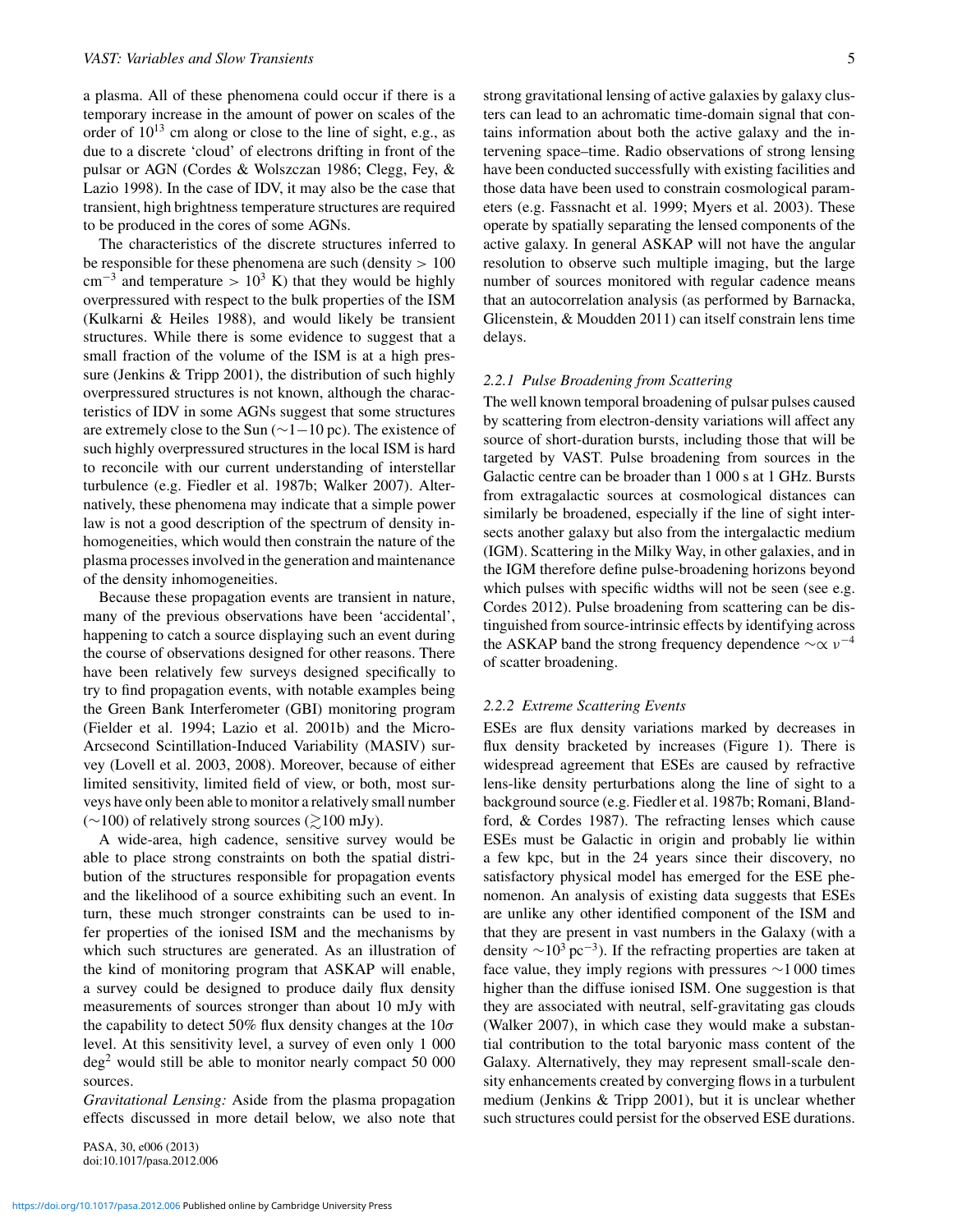a plasma. All of these phenomena could occur if there is a temporary increase in the amount of power on scales of the order of $10^{13}$ cm along or close to the line of sight, e.g., as due to a discrete 'cloud' of electrons drifting in front of the pulsar or AGN (Cordes & Wolszczan 1986; Clegg, Fey, & Lazio 1998). In the case of IDV, it may also be the case that transient, high brightness temperature structures are required to be produced in the cores of some AGNs.

The characteristics of the discrete structures inferred to be responsible for these phenomena are such (density $> 100$ cm$^{-3}$ and temperature $> 10^3$ K) that they would be highly overpressured with respect to the bulk properties of the ISM (Kulkarni & Heiles 1988), and would likely be transient structures. While there is some evidence to suggest that a small fraction of the volume of the ISM is at a high pressure (Jenkins & Tripp 2001), the distribution of such highly overpressured structures is not known, although the characteristics of IDV in some AGNs suggest that some structures are extremely close to the Sun ($\sim$1$-$10 pc). The existence of such highly overpressured structures in the local ISM is hard to reconcile with our current understanding of interstellar turbulence (e.g. Fiedler et al. 1987b; Walker 2007). Alternatively, these phenomena may indicate that a simple power law is not a good description of the spectrum of density inhomogeneities, which would then constrain the nature of the plasma processes involved in the generation and maintenance of the density inhomogeneities.

Because these propagation events are transient in nature, many of the previous observations have been 'accidental', happening to catch a source displaying such an event during the course of observations designed for other reasons. There have been relatively few surveys designed specifically to try to find propagation events, with notable examples being the Green Bank Interferometer (GBI) monitoring program (Fielder et al. 1994; Lazio et al. 2001b) and the Micro-Arcsecond Scintillation-Induced Variability (MASIV) survey (Lovell et al. 2003, 2008). Moreover, because of either limited sensitivity, limited field of view, or both, most surveys have only been able to monitor a relatively small number ($\sim$100) of relatively strong sources ($\gtrsim$100 mJy).

A wide-area, high cadence, sensitive survey would be able to place strong constraints on both the spatial distribution of the structures responsible for propagation events and the likelihood of a source exhibiting such an event. In turn, these much stronger constraints can be used to infer properties of the ionised ISM and the mechanisms by which such structures are generated. As an illustration of the kind of monitoring program that ASKAP will enable, a survey could be designed to produce daily flux density measurements of sources stronger than about 10 mJy with the capability to detect 50% flux density changes at the $10\sigma$ level. At this sensitivity level, a survey of even only 1 000 deg$^2$ would still be able to monitor nearly compact 50 000 sources.

*Gravitational Lensing:* Aside from the plasma propagation effects discussed in more detail below, we also note that strong gravitational lensing of active galaxies by galaxy clusters can lead to an achromatic time-domain signal that contains information about both the active galaxy and the intervening space–time. Radio observations of strong lensing have been conducted successfully with existing facilities and those data have been used to constrain cosmological parameters (e.g. Fassnacht et al. 1999; Myers et al. 2003). These operate by spatially separating the lensed components of the active galaxy. In general ASKAP will not have the angular resolution to observe such multiple imaging, but the large number of sources monitored with regular cadence means that an autocorrelation analysis (as performed by Barnacka, Glicenstein, & Moudden 2011) can itself constrain lens time delays.

### 2.2.1 Pulse Broadening from Scattering

The well known temporal broadening of pulsar pulses caused by scattering from electron-density variations will affect any source of short-duration bursts, including those that will be targeted by VAST. Pulse broadening from sources in the Galactic centre can be broader than 1 000 s at 1 GHz. Bursts from extragalactic sources at cosmological distances can similarly be broadened, especially if the line of sight intersects another galaxy but also from the intergalactic medium (IGM). Scattering in the Milky Way, in other galaxies, and in the IGM therefore define pulse-broadening horizons beyond which pulses with specific widths will not be seen (see e.g. Cordes 2012). Pulse broadening from scattering can be distinguished from source-intrinsic effects by identifying across the ASKAP band the strong frequency dependence $\sim\propto \nu^{-4}$ of scatter broadening.

### 2.2.2 Extreme Scattering Events

ESEs are flux density variations marked by decreases in flux density bracketed by increases (Figure 1). There is widespread agreement that ESEs are caused by refractive lens-like density perturbations along the line of sight to a background source (e.g. Fiedler et al. 1987b; Romani, Blandford, & Cordes 1987). The refracting lenses which cause ESEs must be Galactic in origin and probably lie within a few kpc, but in the 24 years since their discovery, no satisfactory physical model has emerged for the ESE phenomenon. An analysis of existing data suggests that ESEs are unlike any other identified component of the ISM and that they are present in vast numbers in the Galaxy (with a density $\sim$$10^3$ pc$^{-3}$). If the refracting properties are taken at face value, they imply regions with pressures $\sim$1 000 times higher than the diffuse ionised ISM. One suggestion is that they are associated with neutral, self-gravitating gas clouds (Walker 2007), in which case they would make a substantial contribution to the total baryonic mass content of the Galaxy. Alternatively, they may represent small-scale density enhancements created by converging flows in a turbulent medium (Jenkins & Tripp 2001), but it is unclear whether such structures could persist for the observed ESE durations.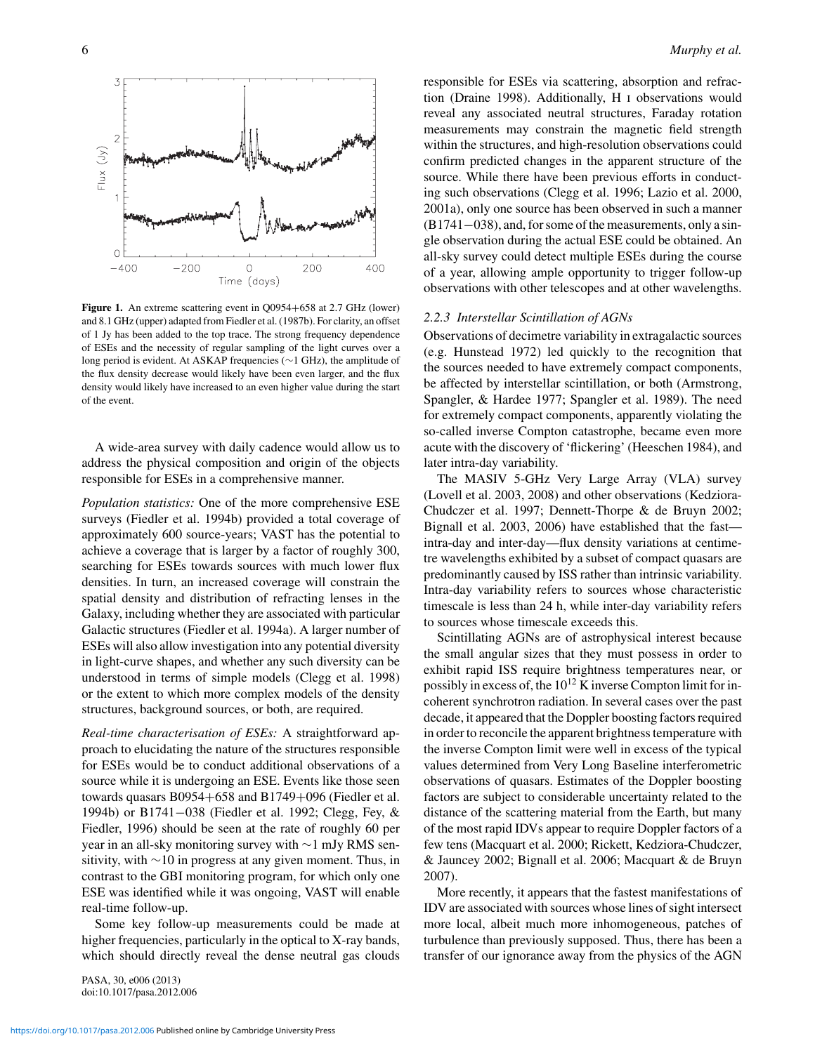**Figure 1.** An extreme scattering event in Q0954+658 at 2.7 GHz (lower) and 8.1 GHz (upper) adapted from Fiedler et al. (1987b). For clarity, an offset of 1 Jy has been added to the top trace. The strong frequency dependence of ESEs and the necessity of regular sampling of the light curves over a long period is evident. At ASKAP frequencies ($\sim$1 GHz), the amplitude of the flux density decrease would likely have been even larger, and the flux density would likely have increased to an even higher value during the start of the event.

A wide-area survey with daily cadence would allow us to address the physical composition and origin of the objects responsible for ESEs in a comprehensive manner.

*Population statistics:* One of the more comprehensive ESE surveys (Fiedler et al. 1994b) provided a total coverage of approximately 600 source-years; VAST has the potential to achieve a coverage that is larger by a factor of roughly 300, searching for ESEs towards sources with much lower flux densities. In turn, an increased coverage will constrain the spatial density and distribution of refracting lenses in the Galaxy, including whether they are associated with particular Galactic structures (Fiedler et al. 1994a). A larger number of ESEs will also allow investigation into any potential diversity in light-curve shapes, and whether any such diversity can be understood in terms of simple models (Clegg et al. 1998) or the extent to which more complex models of the density structures, background sources, or both, are required.

*Real-time characterisation of ESEs:* A straightforward approach to elucidating the nature of the structures responsible for ESEs would be to conduct additional observations of a source while it is undergoing an ESE. Events like those seen towards quasars B0954+658 and B1749+096 (Fiedler et al. 1994b) or B1741−038 (Fiedler et al. 1992; Clegg, Fey, & Fiedler, 1996) should be seen at the rate of roughly 60 per year in an all-sky monitoring survey with $\sim$1 mJy RMS sensitivity, with $\sim$10 in progress at any given moment. Thus, in contrast to the GBI monitoring program, for which only one ESE was identified while it was ongoing, VAST will enable real-time follow-up.

Some key follow-up measurements could be made at higher frequencies, particularly in the optical to X-ray bands, which should directly reveal the dense neutral gas clouds responsible for ESEs via scattering, absorption and refraction (Draine 1998). Additionally, H I observations would reveal any associated neutral structures, Faraday rotation measurements may constrain the magnetic field strength within the structures, and high-resolution observations could confirm predicted changes in the apparent structure of the source. While there have been previous efforts in conducting such observations (Clegg et al. 1996; Lazio et al. 2000, 2001a), only one source has been observed in such a manner (B1741−038), and, for some of the measurements, only a single observation during the actual ESE could be obtained. An all-sky survey could detect multiple ESEs during the course of a year, allowing ample opportunity to trigger follow-up observations with other telescopes and at other wavelengths.

### 2.2.3 Interstellar Scintillation of AGNs

Observations of decimetre variability in extragalactic sources (e.g. Hunstead 1972) led quickly to the recognition that the sources needed to have extremely compact components, be affected by interstellar scintillation, or both (Armstrong, Spangler, & Hardee 1977; Spangler et al. 1989). The need for extremely compact components, apparently violating the so-called inverse Compton catastrophe, became even more acute with the discovery of 'flickering' (Heeschen 1984), and later intra-day variability.

The MASIV 5-GHz Very Large Array (VLA) survey (Lovell et al. 2003, 2008) and other observations (Kedziora-Chudczer et al. 1997; Dennett-Thorpe & de Bruyn 2002; Bignall et al. 2003, 2006) have established that the fast—intra-day and inter-day—flux density variations at centimetre wavelengths exhibited by a subset of compact quasars are predominantly caused by ISS rather than intrinsic variability. Intra-day variability refers to sources whose characteristic timescale is less than 24 h, while inter-day variability refers to sources whose timescale exceeds this.

Scintillating AGNs are of astrophysical interest because the small angular sizes that they must possess in order to exhibit rapid ISS require brightness temperatures near, or possibly in excess of, the $10^{12}$ K inverse Compton limit for incoherent synchrotron radiation. In several cases over the past decade, it appeared that the Doppler boosting factors required in order to reconcile the apparent brightness temperature with the inverse Compton limit were well in excess of the typical values determined from Very Long Baseline interferometric observations of quasars. Estimates of the Doppler boosting factors are subject to considerable uncertainty related to the distance of the scattering material from the Earth, but many of the most rapid IDVs appear to require Doppler factors of a few tens (Macquart et al. 2000; Rickett, Kedziora-Chudczer, & Jauncey 2002; Bignall et al. 2006; Macquart & de Bruyn 2007).

More recently, it appears that the fastest manifestations of IDV are associated with sources whose lines of sight intersect more local, albeit much more inhomogeneous, patches of turbulence than previously supposed. Thus, there has been a transfer of our ignorance away from the physics of the AGN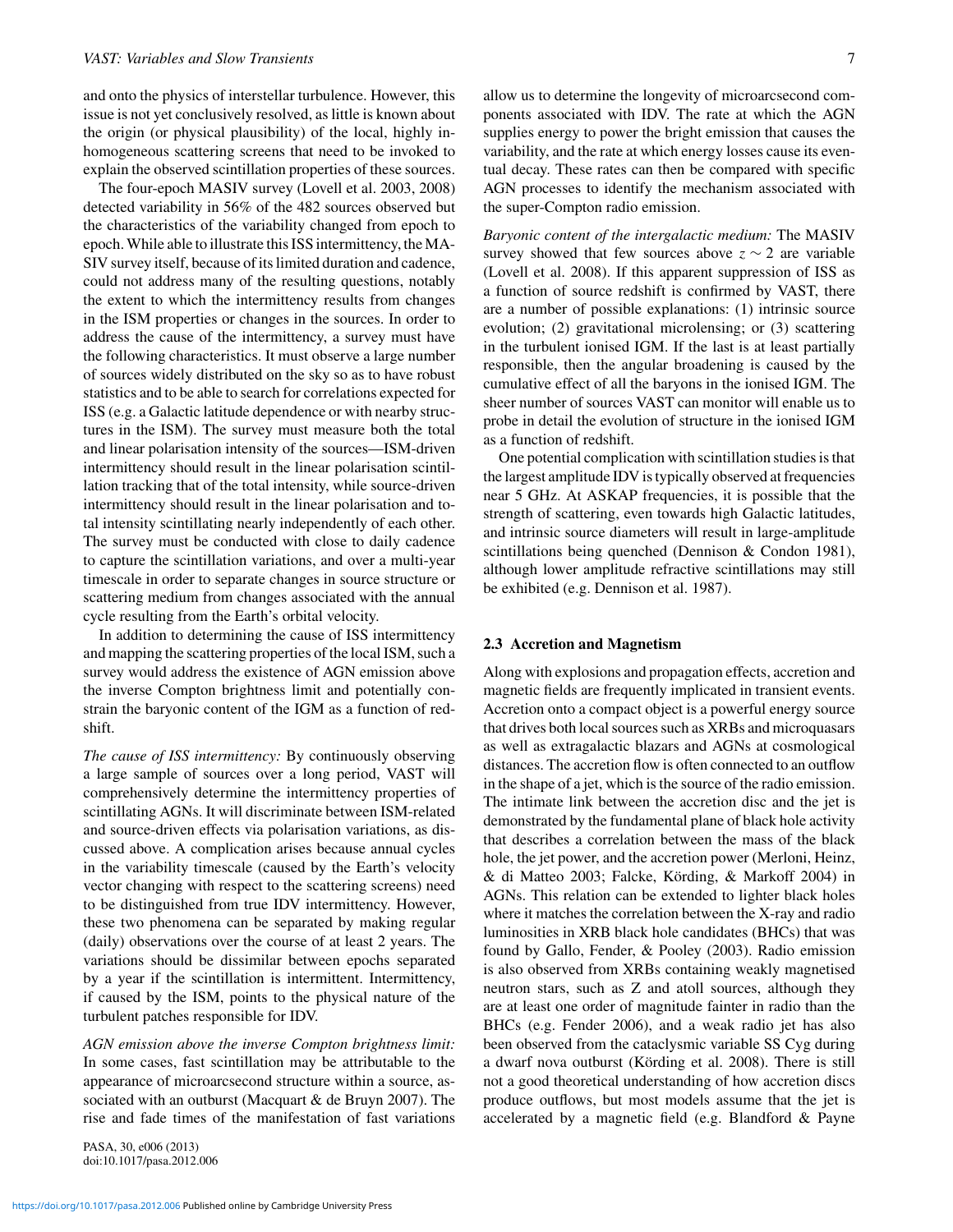and onto the physics of interstellar turbulence. However, this issue is not yet conclusively resolved, as little is known about the origin (or physical plausibility) of the local, highly inhomogeneous scattering screens that need to be invoked to explain the observed scintillation properties of these sources.

The four-epoch MASIV survey (Lovell et al. 2003, 2008) detected variability in 56% of the 482 sources observed but the characteristics of the variability changed from epoch to epoch. While able to illustrate this ISS intermittency, the MASIV survey itself, because of its limited duration and cadence, could not address many of the resulting questions, notably the extent to which the intermittency results from changes in the ISM properties or changes in the sources. In order to address the cause of the intermittency, a survey must have the following characteristics. It must observe a large number of sources widely distributed on the sky so as to have robust statistics and to be able to search for correlations expected for ISS (e.g. a Galactic latitude dependence or with nearby structures in the ISM). The survey must measure both the total and linear polarisation intensity of the sources—ISM-driven intermittency should result in the linear polarisation scintillation tracking that of the total intensity, while source-driven intermittency should result in the linear polarisation and total intensity scintillating nearly independently of each other. The survey must be conducted with close to daily cadence to capture the scintillation variations, and over a multi-year timescale in order to separate changes in source structure or scattering medium from changes associated with the annual cycle resulting from the Earth's orbital velocity.

In addition to determining the cause of ISS intermittency and mapping the scattering properties of the local ISM, such a survey would address the existence of AGN emission above the inverse Compton brightness limit and potentially constrain the baryonic content of the IGM as a function of redshift.

*The cause of ISS intermittency:* By continuously observing a large sample of sources over a long period, VAST will comprehensively determine the intermittency properties of scintillating AGNs. It will discriminate between ISM-related and source-driven effects via polarisation variations, as discussed above. A complication arises because annual cycles in the variability timescale (caused by the Earth's velocity vector changing with respect to the scattering screens) need to be distinguished from true IDV intermittency. However, these two phenomena can be separated by making regular (daily) observations over the course of at least 2 years. The variations should be dissimilar between epochs separated by a year if the scintillation is intermittent. Intermittency, if caused by the ISM, points to the physical nature of the turbulent patches responsible for IDV.

*AGN emission above the inverse Compton brightness limit:* In some cases, fast scintillation may be attributable to the appearance of microarcsecond structure within a source, associated with an outburst (Macquart & de Bruyn 2007). The rise and fade times of the manifestation of fast variations allow us to determine the longevity of microarcsecond components associated with IDV. The rate at which the AGN supplies energy to power the bright emission that causes the variability, and the rate at which energy losses cause its eventual decay. These rates can then be compared with specific AGN processes to identify the mechanism associated with the super-Compton radio emission.

*Baryonic content of the intergalactic medium:* The MASIV survey showed that few sources above $z \sim 2$ are variable (Lovell et al. 2008). If this apparent suppression of ISS as a function of source redshift is confirmed by VAST, there are a number of possible explanations: (1) intrinsic source evolution; (2) gravitational microlensing; or (3) scattering in the turbulent ionised IGM. If the last is at least partially responsible, then the angular broadening is caused by the cumulative effect of all the baryons in the ionised IGM. The sheer number of sources VAST can monitor will enable us to probe in detail the evolution of structure in the ionised IGM as a function of redshift.

One potential complication with scintillation studies is that the largest amplitude IDV is typically observed at frequencies near 5 GHz. At ASKAP frequencies, it is possible that the strength of scattering, even towards high Galactic latitudes, and intrinsic source diameters will result in large-amplitude scintillations being quenched (Dennison & Condon 1981), although lower amplitude refractive scintillations may still be exhibited (e.g. Dennison et al. 1987).

### 2.3 Accretion and Magnetism

Along with explosions and propagation effects, accretion and magnetic fields are frequently implicated in transient events. Accretion onto a compact object is a powerful energy source that drives both local sources such as XRBs and microquasars as well as extragalactic blazars and AGNs at cosmological distances. The accretion flow is often connected to an outflow in the shape of a jet, which is the source of the radio emission. The intimate link between the accretion disc and the jet is demonstrated by the fundamental plane of black hole activity that describes a correlation between the mass of the black hole, the jet power, and the accretion power (Merloni, Heinz, & di Matteo 2003; Falcke, Körding, & Markoff 2004) in AGNs. This relation can be extended to lighter black holes where it matches the correlation between the X-ray and radio luminosities in XRB black hole candidates (BHCs) that was found by Gallo, Fender, & Pooley (2003). Radio emission is also observed from XRBs containing weakly magnetised neutron stars, such as Z and atoll sources, although they are at least one order of magnitude fainter in radio than the BHCs (e.g. Fender 2006), and a weak radio jet has also been observed from the cataclysmic variable SS Cyg during a dwarf nova outburst (Körding et al. 2008). There is still not a good theoretical understanding of how accretion discs produce outflows, but most models assume that the jet is accelerated by a magnetic field (e.g. Blandford & Payne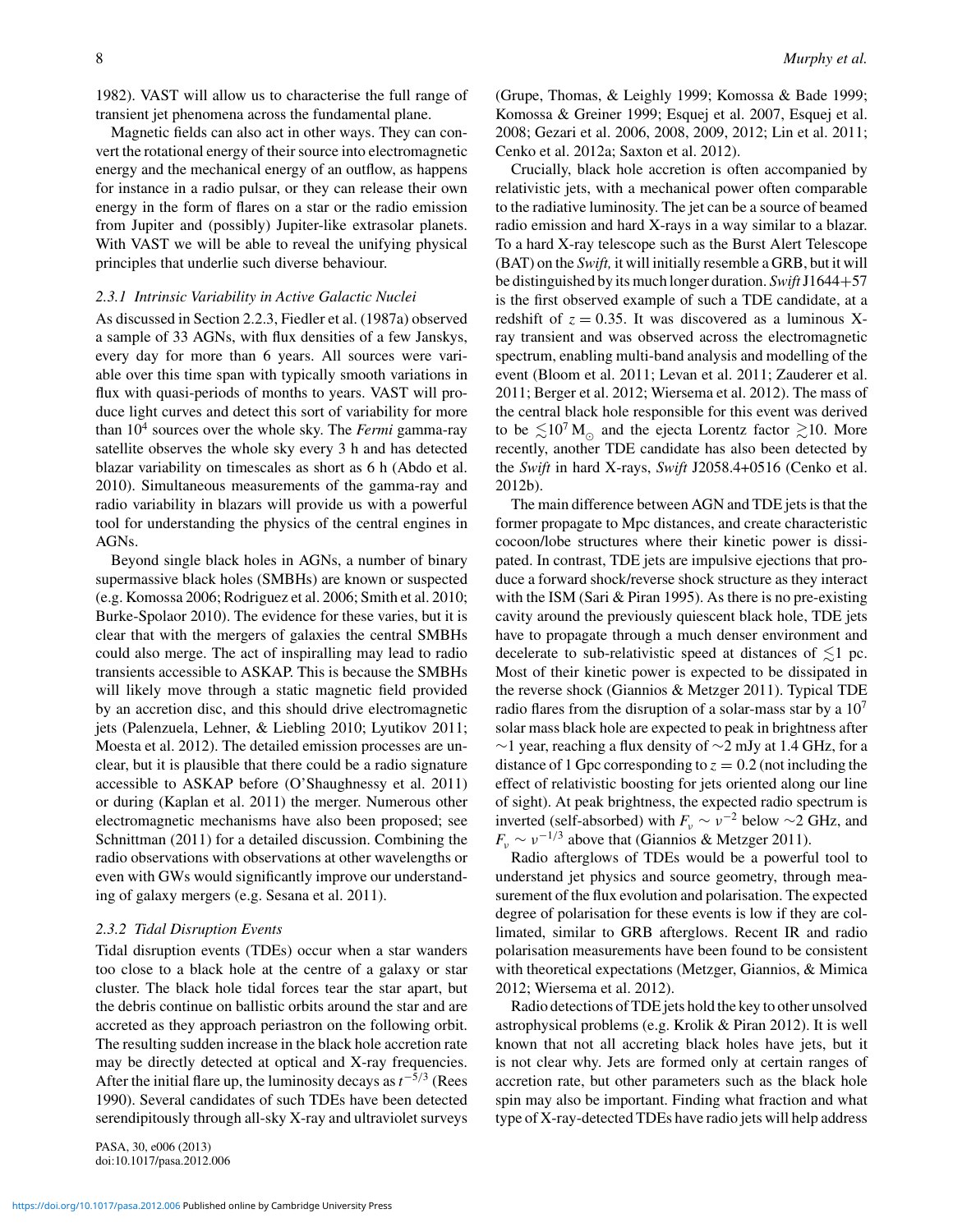1982). VAST will allow us to characterise the full range of transient jet phenomena across the fundamental plane.

Magnetic fields can also act in other ways. They can convert the rotational energy of their source into electromagnetic energy and the mechanical energy of an outflow, as happens for instance in a radio pulsar, or they can release their own energy in the form of flares on a star or the radio emission from Jupiter and (possibly) Jupiter-like extrasolar planets. With VAST we will be able to reveal the unifying physical principles that underlie such diverse behaviour.

### 2.3.1 Intrinsic Variability in Active Galactic Nuclei

As discussed in Section 2.2.3, Fiedler et al. (1987a) observed a sample of 33 AGNs, with flux densities of a few Janskys, every day for more than 6 years. All sources were variable over this time span with typically smooth variations in flux with quasi-periods of months to years. VAST will produce light curves and detect this sort of variability for more than $10^4$ sources over the whole sky. The *Fermi* gamma-ray satellite observes the whole sky every 3 h and has detected blazar variability on timescales as short as 6 h (Abdo et al. 2010). Simultaneous measurements of the gamma-ray and radio variability in blazars will provide us with a powerful tool for understanding the physics of the central engines in AGNs.

Beyond single black holes in AGNs, a number of binary supermassive black holes (SMBHs) are known or suspected (e.g. Komossa 2006; Rodriguez et al. 2006; Smith et al. 2010; Burke-Spolaor 2010). The evidence for these varies, but it is clear that with the mergers of galaxies the central SMBHs could also merge. The act of inspiralling may lead to radio transients accessible to ASKAP. This is because the SMBHs will likely move through a static magnetic field provided by an accretion disc, and this should drive electromagnetic jets (Palenzuela, Lehner, & Liebling 2010; Lyutikov 2011; Moesta et al. 2012). The detailed emission processes are unclear, but it is plausible that there could be a radio signature accessible to ASKAP before (O'Shaughnessy et al. 2011) or during (Kaplan et al. 2011) the merger. Numerous other electromagnetic mechanisms have also been proposed; see Schnittman (2011) for a detailed discussion. Combining the radio observations with observations at other wavelengths or even with GWs would significantly improve our understanding of galaxy mergers (e.g. Sesana et al. 2011).

### 2.3.2 Tidal Disruption Events

Tidal disruption events (TDEs) occur when a star wanders too close to a black hole at the centre of a galaxy or star cluster. The black hole tidal forces tear the star apart, but the debris continue on ballistic orbits around the star and are accreted as they approach periastron on the following orbit. The resulting sudden increase in the black hole accretion rate may be directly detected at optical and X-ray frequencies. After the initial flare up, the luminosity decays as $t^{-5/3}$ (Rees 1990). Several candidates of such TDEs have been detected serendipitously through all-sky X-ray and ultraviolet surveys (Grupe, Thomas, & Leighly 1999; Komossa & Bade 1999; Komossa & Greiner 1999; Esquej et al. 2007, Esquej et al. 2008; Gezari et al. 2006, 2008, 2009, 2012; Lin et al. 2011; Cenko et al. 2012a; Saxton et al. 2012).

Crucially, black hole accretion is often accompanied by relativistic jets, with a mechanical power often comparable to the radiative luminosity. The jet can be a source of beamed radio emission and hard X-rays in a way similar to a blazar. To a hard X-ray telescope such as the Burst Alert Telescope (BAT) on the *Swift,* it will initially resemble a GRB, but it will be distinguished by its much longer duration. *Swift* J1644+57 is the first observed example of such a TDE candidate, at a redshift of $z = 0.35$. It was discovered as a luminous X-ray transient and was observed across the electromagnetic spectrum, enabling multi-band analysis and modelling of the event (Bloom et al. 2011; Levan et al. 2011; Zauderer et al. 2011; Berger et al. 2012; Wiersema et al. 2012). The mass of the central black hole responsible for this event was derived to be $\lesssim 10^7\,\mathrm{M}_{\odot}$ and the ejecta Lorentz factor $\gtrsim 10$. More recently, another TDE candidate has also been detected by the *Swift* in hard X-rays, *Swift* J2058.4+0516 (Cenko et al. 2012b).

The main difference between AGN and TDE jets is that the former propagate to Mpc distances, and create characteristic cocoon/lobe structures where their kinetic power is dissipated. In contrast, TDE jets are impulsive ejections that produce a forward shock/reverse shock structure as they interact with the ISM (Sari & Piran 1995). As there is no pre-existing cavity around the previously quiescent black hole, TDE jets have to propagate through a much denser environment and decelerate to sub-relativistic speed at distances of $\lesssim 1$ pc. Most of their kinetic power is expected to be dissipated in the reverse shock (Giannios & Metzger 2011). Typical TDE radio flares from the disruption of a solar-mass star by a $10^7$ solar mass black hole are expected to peak in brightness after $\sim$1 year, reaching a flux density of $\sim$2 mJy at 1.4 GHz, for a distance of 1 Gpc corresponding to $z = 0.2$ (not including the effect of relativistic boosting for jets oriented along our line of sight). At peak brightness, the expected radio spectrum is inverted (self-absorbed) with $F_{\nu} \sim \nu^{-2}$ below $\sim$2 GHz, and $F_{\nu} \sim \nu^{-1/3}$ above that (Giannios & Metzger 2011).

Radio afterglows of TDEs would be a powerful tool to understand jet physics and source geometry, through measurement of the flux evolution and polarisation. The expected degree of polarisation for these events is low if they are collimated, similar to GRB afterglows. Recent IR and radio polarisation measurements have been found to be consistent with theoretical expectations (Metzger, Giannios, & Mimica 2012; Wiersema et al. 2012).

Radio detections of TDE jets hold the key to other unsolved astrophysical problems (e.g. Krolik & Piran 2012). It is well known that not all accreting black holes have jets, but it is not clear why. Jets are formed only at certain ranges of accretion rate, but other parameters such as the black hole spin may also be important. Finding what fraction and what type of X-ray-detected TDEs have radio jets will help address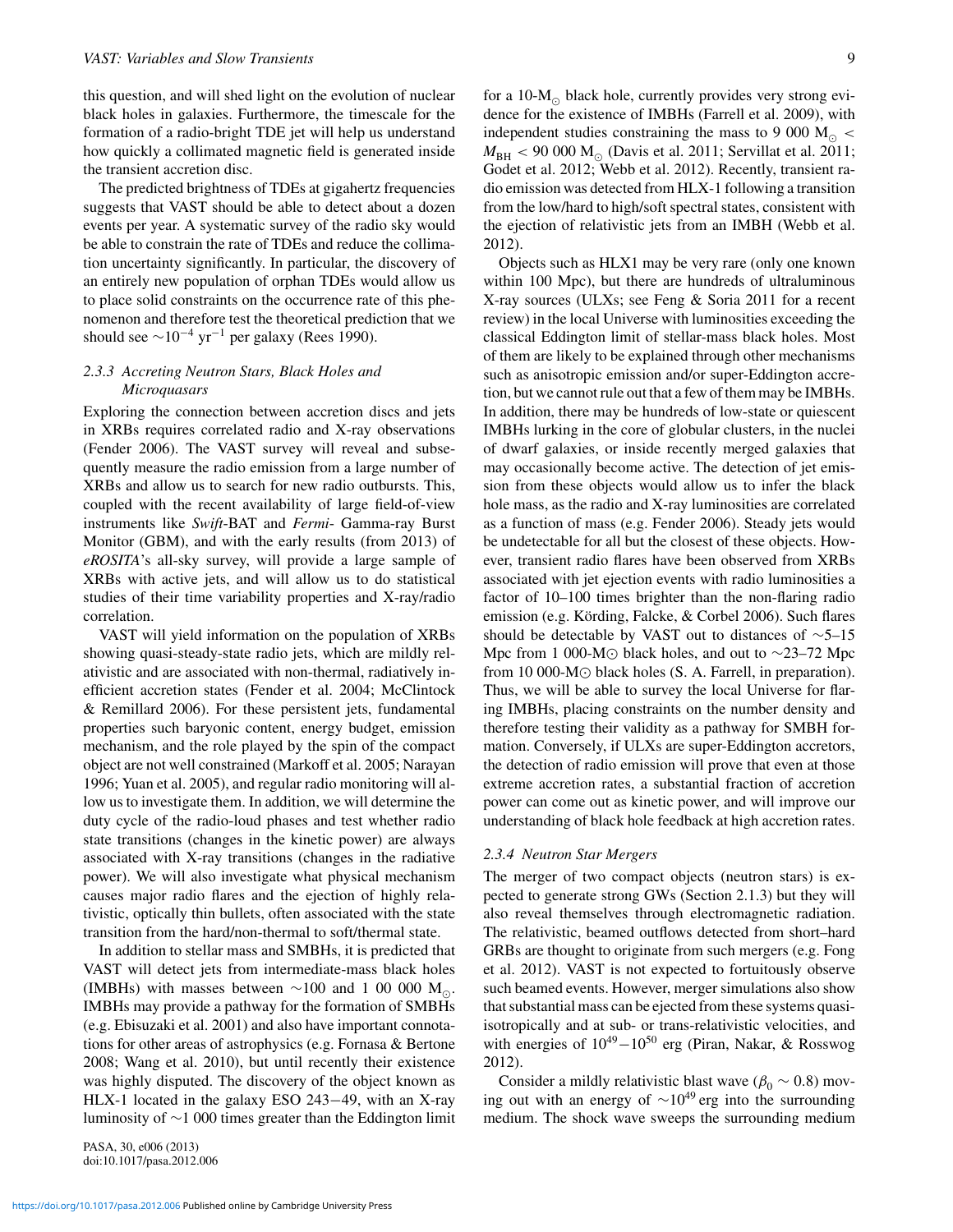this question, and will shed light on the evolution of nuclear black holes in galaxies. Furthermore, the timescale for the formation of a radio-bright TDE jet will help us understand how quickly a collimated magnetic field is generated inside the transient accretion disc.

The predicted brightness of TDEs at gigahertz frequencies suggests that VAST should be able to detect about a dozen events per year. A systematic survey of the radio sky would be able to constrain the rate of TDEs and reduce the collimation uncertainty significantly. In particular, the discovery of an entirely new population of orphan TDEs would allow us to place solid constraints on the occurrence rate of this phenomenon and therefore test the theoretical prediction that we should see $\sim 10^{-4}$ yr$^{-1}$ per galaxy (Rees 1990).

### 2.3.3 Accreting Neutron Stars, Black Holes and Microquasars

Exploring the connection between accretion discs and jets in XRBs requires correlated radio and X-ray observations (Fender 2006). The VAST survey will reveal and subsequently measure the radio emission from a large number of XRBs and allow us to search for new radio outbursts. This, coupled with the recent availability of large field-of-view instruments like *Swift*-BAT and *Fermi*- Gamma-ray Burst Monitor (GBM), and with the early results (from 2013) of *eROSITA*'s all-sky survey, will provide a large sample of XRBs with active jets, and will allow us to do statistical studies of their time variability properties and X-ray/radio correlation.

VAST will yield information on the population of XRBs showing quasi-steady-state radio jets, which are mildly relativistic and are associated with non-thermal, radiatively inefficient accretion states (Fender et al. 2004; McClintock & Remillard 2006). For these persistent jets, fundamental properties such baryonic content, energy budget, emission mechanism, and the role played by the spin of the compact object are not well constrained (Markoff et al. 2005; Narayan 1996; Yuan et al. 2005), and regular radio monitoring will allow us to investigate them. In addition, we will determine the duty cycle of the radio-loud phases and test whether radio state transitions (changes in the kinetic power) are always associated with X-ray transitions (changes in the radiative power). We will also investigate what physical mechanism causes major radio flares and the ejection of highly relativistic, optically thin bullets, often associated with the state transition from the hard/non-thermal to soft/thermal state.

In addition to stellar mass and SMBHs, it is predicted that VAST will detect jets from intermediate-mass black holes (IMBHs) with masses between $\sim$100 and 1 00 000 M$_\odot$. IMBHs may provide a pathway for the formation of SMBHs (e.g. Ebisuzaki et al. 2001) and also have important connotations for other areas of astrophysics (e.g. Fornasa & Bertone 2008; Wang et al. 2010), but until recently their existence was highly disputed. The discovery of the object known as HLX-1 located in the galaxy ESO 243−49, with an X-ray luminosity of $\sim$1 000 times greater than the Eddington limit for a 10-M$_\odot$ black hole, currently provides very strong evidence for the existence of IMBHs (Farrell et al. 2009), with independent studies constraining the mass to 9 000 M$_\odot$ < $M_{\rm BH}$ < 90 000 M$_\odot$ (Davis et al. 2011; Servillat et al. 2011; Godet et al. 2012; Webb et al. 2012). Recently, transient radio emission was detected from HLX-1 following a transition from the low/hard to high/soft spectral states, consistent with the ejection of relativistic jets from an IMBH (Webb et al. 2012).

Objects such as HLX1 may be very rare (only one known within 100 Mpc), but there are hundreds of ultraluminous X-ray sources (ULXs; see Feng & Soria 2011 for a recent review) in the local Universe with luminosities exceeding the classical Eddington limit of stellar-mass black holes. Most of them are likely to be explained through other mechanisms such as anisotropic emission and/or super-Eddington accretion, but we cannot rule out that a few of them may be IMBHs. In addition, there may be hundreds of low-state or quiescent IMBHs lurking in the core of globular clusters, in the nuclei of dwarf galaxies, or inside recently merged galaxies that may occasionally become active. The detection of jet emission from these objects would allow us to infer the black hole mass, as the radio and X-ray luminosities are correlated as a function of mass (e.g. Fender 2006). Steady jets would be undetectable for all but the closest of these objects. However, transient radio flares have been observed from XRBs associated with jet ejection events with radio luminosities a factor of 10–100 times brighter than the non-flaring radio emission (e.g. Körding, Falcke, & Corbel 2006). Such flares should be detectable by VAST out to distances of $\sim$5–15 Mpc from 1 000-M$\odot$ black holes, and out to $\sim$23–72 Mpc from 10 000-M$\odot$ black holes (S. A. Farrell, in preparation). Thus, we will be able to survey the local Universe for flaring IMBHs, placing constraints on the number density and therefore testing their validity as a pathway for SMBH formation. Conversely, if ULXs are super-Eddington accretors, the detection of radio emission will prove that even at those extreme accretion rates, a substantial fraction of accretion power can come out as kinetic power, and will improve our understanding of black hole feedback at high accretion rates.

### 2.3.4 Neutron Star Mergers

The merger of two compact objects (neutron stars) is expected to generate strong GWs (Section 2.1.3) but they will also reveal themselves through electromagnetic radiation. The relativistic, beamed outflows detected from short–hard GRBs are thought to originate from such mergers (e.g. Fong et al. 2012). VAST is not expected to fortuitously observe such beamed events. However, merger simulations also show that substantial mass can be ejected from these systems quasi-isotropically and at sub- or trans-relativistic velocities, and with energies of $10^{49}-10^{50}$ erg (Piran, Nakar, & Rosswog 2012).

Consider a mildly relativistic blast wave ($\beta_0 \sim 0.8$) moving out with an energy of $\sim 10^{49}$ erg into the surrounding medium. The shock wave sweeps the surrounding medium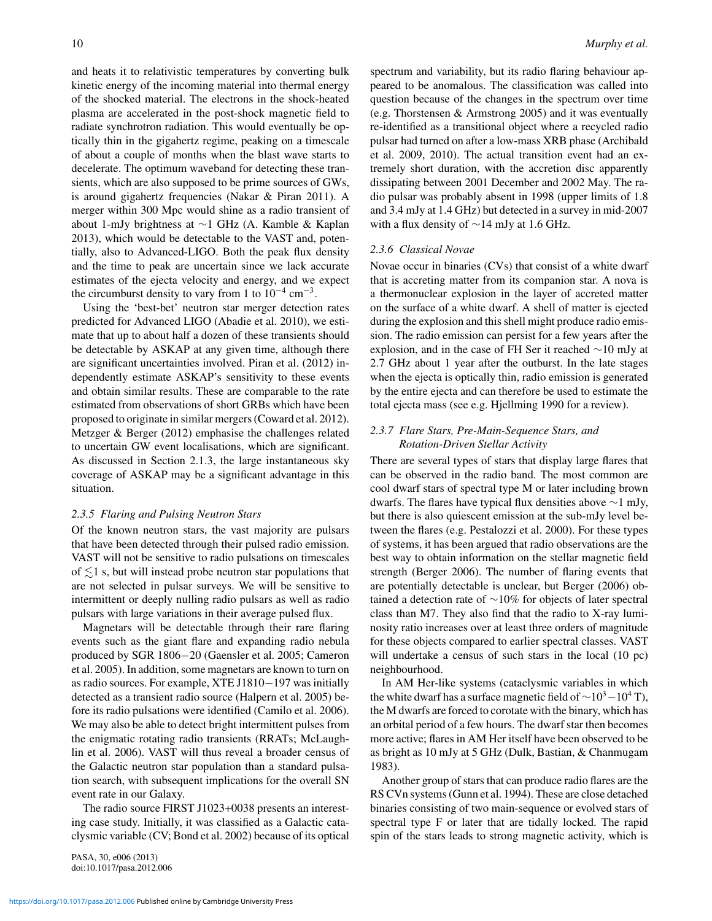and heats it to relativistic temperatures by converting bulk kinetic energy of the incoming material into thermal energy of the shocked material. The electrons in the shock-heated plasma are accelerated in the post-shock magnetic field to radiate synchrotron radiation. This would eventually be optically thin in the gigahertz regime, peaking on a timescale of about a couple of months when the blast wave starts to decelerate. The optimum waveband for detecting these transients, which are also supposed to be prime sources of GWs, is around gigahertz frequencies (Nakar & Piran 2011). A merger within 300 Mpc would shine as a radio transient of about 1-mJy brightness at $\sim$1 GHz (A. Kamble & Kaplan 2013), which would be detectable to the VAST and, potentially, also to Advanced-LIGO. Both the peak flux density and the time to peak are uncertain since we lack accurate estimates of the ejecta velocity and energy, and we expect the circumburst density to vary from 1 to $10^{-4}$ cm$^{-3}$.

Using the 'best-bet' neutron star merger detection rates predicted for Advanced LIGO (Abadie et al. 2010), we estimate that up to about half a dozen of these transients should be detectable by ASKAP at any given time, although there are significant uncertainties involved. Piran et al. (2012) independently estimate ASKAP's sensitivity to these events and obtain similar results. These are comparable to the rate estimated from observations of short GRBs which have been proposed to originate in similar mergers (Coward et al. 2012). Metzger & Berger (2012) emphasise the challenges related to uncertain GW event localisations, which are significant. As discussed in Section 2.1.3, the large instantaneous sky coverage of ASKAP may be a significant advantage in this situation.

### 2.3.5 Flaring and Pulsing Neutron Stars

Of the known neutron stars, the vast majority are pulsars that have been detected through their pulsed radio emission. VAST will not be sensitive to radio pulsations on timescales of $\lesssim$1 s, but will instead probe neutron star populations that are not selected in pulsar surveys. We will be sensitive to intermittent or deeply nulling radio pulsars as well as radio pulsars with large variations in their average pulsed flux.

Magnetars will be detectable through their rare flaring events such as the giant flare and expanding radio nebula produced by SGR 1806−20 (Gaensler et al. 2005; Cameron et al. 2005). In addition, some magnetars are known to turn on as radio sources. For example, XTE J1810−197 was initially detected as a transient radio source (Halpern et al. 2005) before its radio pulsations were identified (Camilo et al. 2006). We may also be able to detect bright intermittent pulses from the enigmatic rotating radio transients (RRATs; McLaughlin et al. 2006). VAST will thus reveal a broader census of the Galactic neutron star population than a standard pulsation search, with subsequent implications for the overall SN event rate in our Galaxy.

The radio source FIRST J1023+0038 presents an interesting case study. Initially, it was classified as a Galactic cataclysmic variable (CV; Bond et al. 2002) because of its optical spectrum and variability, but its radio flaring behaviour appeared to be anomalous. The classification was called into question because of the changes in the spectrum over time (e.g. Thorstensen & Armstrong 2005) and it was eventually re-identified as a transitional object where a recycled radio pulsar had turned on after a low-mass XRB phase (Archibald et al. 2009, 2010). The actual transition event had an extremely short duration, with the accretion disc apparently dissipating between 2001 December and 2002 May. The radio pulsar was probably absent in 1998 (upper limits of 1.8 and 3.4 mJy at 1.4 GHz) but detected in a survey in mid-2007 with a flux density of $\sim$14 mJy at 1.6 GHz.

### 2.3.6 Classical Novae

Novae occur in binaries (CVs) that consist of a white dwarf that is accreting matter from its companion star. A nova is a thermonuclear explosion in the layer of accreted matter on the surface of a white dwarf. A shell of matter is ejected during the explosion and this shell might produce radio emission. The radio emission can persist for a few years after the explosion, and in the case of FH Ser it reached $\sim$10 mJy at 2.7 GHz about 1 year after the outburst. In the late stages when the ejecta is optically thin, radio emission is generated by the entire ejecta and can therefore be used to estimate the total ejecta mass (see e.g. Hjellming 1990 for a review).

### 2.3.7 Flare Stars, Pre-Main-Sequence Stars, and Rotation-Driven Stellar Activity

There are several types of stars that display large flares that can be observed in the radio band. The most common are cool dwarf stars of spectral type M or later including brown dwarfs. The flares have typical flux densities above $\sim$1 mJy, but there is also quiescent emission at the sub-mJy level between the flares (e.g. Pestalozzi et al. 2000). For these types of systems, it has been argued that radio observations are the best way to obtain information on the stellar magnetic field strength (Berger 2006). The number of flaring events that are potentially detectable is unclear, but Berger (2006) obtained a detection rate of $\sim$10% for objects of later spectral class than M7. They also find that the radio to X-ray luminosity ratio increases over at least three orders of magnitude for these objects compared to earlier spectral classes. VAST will undertake a census of such stars in the local (10 pc) neighbourhood.

In AM Her-like systems (cataclysmic variables in which the white dwarf has a surface magnetic field of $\sim 10^3-10^4$ T), the M dwarfs are forced to corotate with the binary, which has an orbital period of a few hours. The dwarf star then becomes more active; flares in AM Her itself have been observed to be as bright as 10 mJy at 5 GHz (Dulk, Bastian, & Chanmugam 1983).

Another group of stars that can produce radio flares are the RS CVn systems (Gunn et al. 1994). These are close detached binaries consisting of two main-sequence or evolved stars of spectral type F or later that are tidally locked. The rapid spin of the stars leads to strong magnetic activity, which is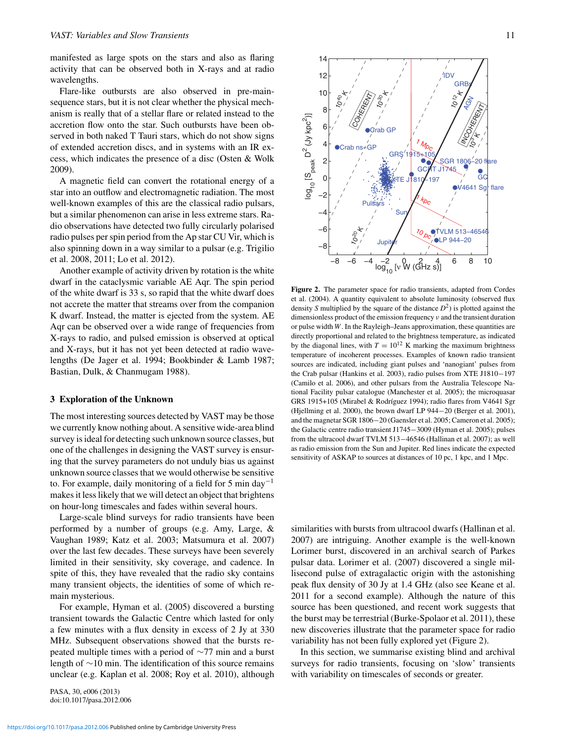manifested as large spots on the stars and also as flaring activity that can be observed both in X-rays and at radio wavelengths.

Flare-like outbursts are also observed in pre-main-sequence stars, but it is not clear whether the physical mechanism is really that of a stellar flare or related instead to the accretion flow onto the star. Such outbursts have been observed in both naked T Tauri stars, which do not show signs of extended accretion discs, and in systems with an IR excess, which indicates the presence of a disc (Osten & Wolk 2009).

A magnetic field can convert the rotational energy of a star into an outflow and electromagnetic radiation. The most well-known examples of this are the classical radio pulsars, but a similar phenomenon can arise in less extreme stars. Radio observations have detected two fully circularly polarised radio pulses per spin period from the Ap star CU Vir, which is also spinning down in a way similar to a pulsar (e.g. Trigilio et al. 2008, 2011; Lo et al. 2012).

Another example of activity driven by rotation is the white dwarf in the cataclysmic variable AE Aqr. The spin period of the white dwarf is 33 s, so rapid that the white dwarf does not accrete the matter that streams over from the companion K dwarf. Instead, the matter is ejected from the system. AE Aqr can be observed over a wide range of frequencies from X-rays to radio, and pulsed emission is observed at optical and X-rays, but it has not yet been detected at radio wavelengths (De Jager et al. 1994; Bookbinder & Lamb 1987; Bastian, Dulk, & Chanmugam 1988).

## 3 Exploration of the Unknown

The most interesting sources detected by VAST may be those we currently know nothing about. A sensitive wide-area blind survey is ideal for detecting such unknown source classes, but one of the challenges in designing the VAST survey is ensuring that the survey parameters do not unduly bias us against unknown source classes that we would otherwise be sensitive to. For example, daily monitoring of a field for 5 min day$^{-1}$ makes it less likely that we will detect an object that brightens on hour-long timescales and fades within several hours.

Large-scale blind surveys for radio transients have been performed by a number of groups (e.g. Amy, Large, & Vaughan 1989; Katz et al. 2003; Matsumura et al. 2007) over the last few decades. These surveys have been severely limited in their sensitivity, sky coverage, and cadence. In spite of this, they have revealed that the radio sky contains many transient objects, the identities of some of which remain mysterious.

For example, Hyman et al. (2005) discovered a bursting transient towards the Galactic Centre which lasted for only a few minutes with a flux density in excess of 2 Jy at 330 MHz. Subsequent observations showed that the bursts repeated multiple times with a period of ~77 min and a burst length of ~10 min. The identification of this source remains unclear (e.g. Kaplan et al. 2008; Roy et al. 2010), although similarities with bursts from ultracool dwarfs (Hallinan et al. 2007) are intriguing. Another example is the well-known Lorimer burst, discovered in an archival search of Parkes pulsar data. Lorimer et al. (2007) discovered a single millisecond pulse of extragalactic origin with the astonishing peak flux density of 30 Jy at 1.4 GHz (also see Keane et al. 2011 for a second example). Although the nature of this source has been questioned, and recent work suggests that the burst may be terrestrial (Burke-Spolaor et al. 2011), these new discoveries illustrate that the parameter space for radio variability has not been fully explored yet (Figure 2).

In this section, we summarise existing blind and archival surveys for radio transients, focusing on 'slow' transients with variability on timescales of seconds or greater.

**Figure 2.** The parameter space for radio transients, adapted from Cordes et al. (2004). A quantity equivalent to absolute luminosity (observed flux density $S$ multiplied by the square of the distance $D^2$) is plotted against the dimensionless product of the emission frequency $\nu$ and the transient duration or pulse width $W$. In the Rayleigh–Jeans approximation, these quantities are directly proportional and related to the brightness temperature, as indicated by the diagonal lines, with $T = 10^{12}$ K marking the maximum brightness temperature of incoherent processes. Examples of known radio transient sources are indicated, including giant pulses and 'nanogiant' pulses from the Crab pulsar (Hankins et al. 2003), radio pulses from XTE J1810−197 (Camilo et al. 2006), and other pulsars from the Australia Telescope National Facility pulsar catalogue (Manchester et al. 2005); the microquasar GRS 1915+105 (Mirabel & Rodríguez 1994); radio flares from V4641 Sgr (Hjellming et al. 2000), the brown dwarf LP 944−20 (Berger et al. 2001), and the magnetar SGR 1806−20 (Gaensler et al. 2005; Cameron et al. 2005); the Galactic centre radio transient J1745−3009 (Hyman et al. 2005); pulses from the ultracool dwarf TVLM 513−46546 (Hallinan et al. 2007); as well as radio emission from the Sun and Jupiter. Red lines indicate the expected sensitivity of ASKAP to sources at distances of 10 pc, 1 kpc, and 1 Mpc.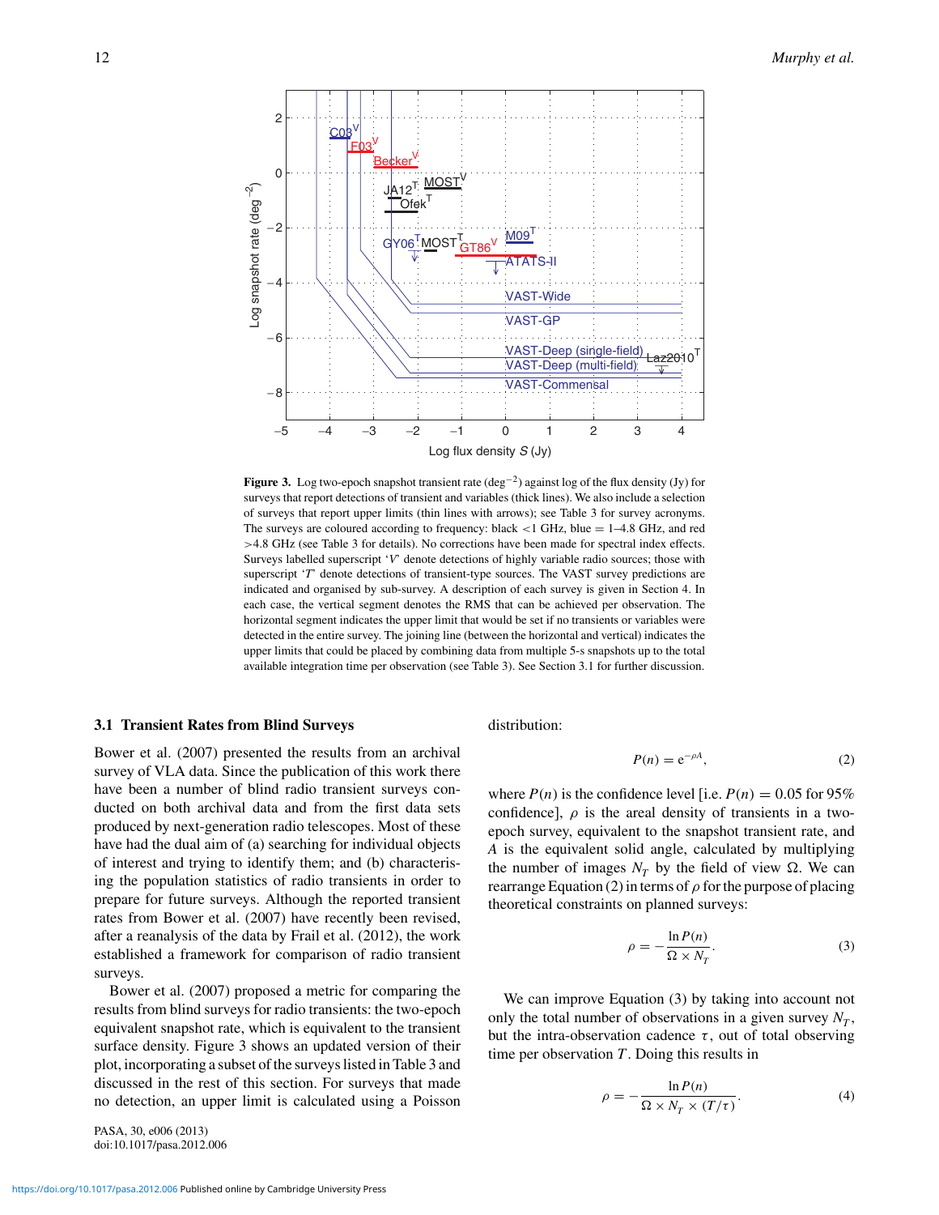**Figure 3.** Log two-epoch snapshot transient rate (deg$^{-2}$) against log of the flux density (Jy) for surveys that report detections of transient and variables (thick lines). We also include a selection of surveys that report upper limits (thin lines with arrows); see Table 3 for survey acronyms. The surveys are coloured according to frequency: black <1 GHz, blue = 1–4.8 GHz, and red >4.8 GHz (see Table 3 for details). No corrections have been made for spectral index effects. Surveys labelled superscript '*V*' denote detections of highly variable radio sources; those with superscript '*T*' denote detections of transient-type sources. The VAST survey predictions are indicated and organised by sub-survey. A description of each survey is given in Section 4. In each case, the vertical segment denotes the RMS that can be achieved per observation. The horizontal segment indicates the upper limit that would be set if no transients or variables were detected in the entire survey. The joining line (between the horizontal and vertical) indicates the upper limits that could be placed by combining data from multiple 5-s snapshots up to the total available integration time per observation (see Table 3). See Section 3.1 for further discussion.

### 3.1 Transient Rates from Blind Surveys

Bower et al. (2007) presented the results from an archival survey of VLA data. Since the publication of this work there have been a number of blind radio transient surveys conducted on both archival data and from the first data sets produced by next-generation radio telescopes. Most of these have had the dual aim of (a) searching for individual objects of interest and trying to identify them; and (b) characterising the population statistics of radio transients in order to prepare for future surveys. Although the reported transient rates from Bower et al. (2007) have recently been revised, after a reanalysis of the data by Frail et al. (2012), the work established a framework for comparison of radio transient surveys.

Bower et al. (2007) proposed a metric for comparing the results from blind surveys for radio transients: the two-epoch equivalent snapshot rate, which is equivalent to the transient surface density. Figure 3 shows an updated version of their plot, incorporating a subset of the surveys listed in Table 3 and discussed in the rest of this section. For surveys that made no detection, an upper limit is calculated using a Poisson distribution:

$$P(n) = \mathrm{e}^{-\rho A}, \tag{2}$$

where $P(n)$ is the confidence level [i.e. $P(n) = 0.05$ for 95% confidence], $\rho$ is the areal density of transients in a two-epoch survey, equivalent to the snapshot transient rate, and $A$ is the equivalent solid angle, calculated by multiplying the number of images $N_T$ by the field of view $\Omega$. We can rearrange Equation (2) in terms of $\rho$ for the purpose of placing theoretical constraints on planned surveys:

$$\rho = -\frac{\ln P(n)}{\Omega \times N_T}. \tag{3}$$

We can improve Equation (3) by taking into account not only the total number of observations in a given survey $N_T$, but the intra-observation cadence $\tau$, out of total observing time per observation $T$. Doing this results in

$$\rho = -\frac{\ln P(n)}{\Omega \times N_T \times (T/\tau)}. \tag{4}$$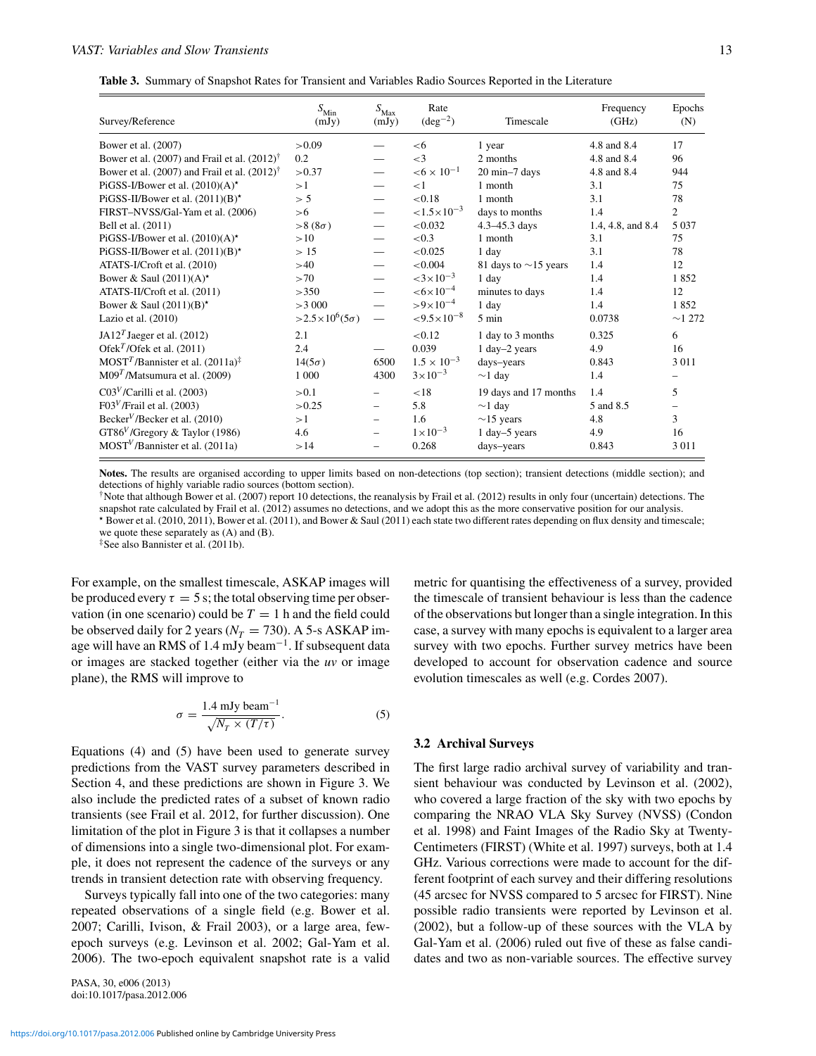**Table 3.** Summary of Snapshot Rates for Transient and Variables Radio Sources Reported in the Literature

| Survey/Reference | $S_{\rm Min}$ (mJy) | $S_{\rm Max}$ (mJy) | Rate (deg$^{-2}$) | Timescale | Frequency (GHz) | Epochs (N) |
|---|---|---|---|---|---|---|
| Bower et al. (2007) | >0.09 | — | <6 | 1 year | 4.8 and 8.4 | 17 |
| Bower et al. (2007) and Frail et al. (2012)[†] | 0.2 | — | <3 | 2 months | 4.8 and 8.4 | 96 |
| Bower et al. (2007) and Frail et al. (2012)[†] | >0.37 | — | $<6\times10^{-1}$ | 20 min–7 days | 4.8 and 8.4 | 944 |
| PiGSS-I/Bower et al. (2010)(A)[⋆] | >1 | — | <1 | 1 month | 3.1 | 75 |
| PiGSS-II/Bower et al. (2011)(B)[⋆] | > 5 | — | <0.18 | 1 month | 3.1 | 78 |
| FIRST–NVSS/Gal-Yam et al. (2006) | >6 | — | $<1.5\times10^{-3}$ | days to months | 1.4 | 2 |
| Bell et al. (2011) | >8 (8$\sigma$) | — | <0.032 | 4.3–45.3 days | 1.4, 4.8, and 8.4 | 5 037 |
| PiGSS-I/Bower et al. (2010)(A)[⋆] | >10 | — | <0.3 | 1 month | 3.1 | 75 |
| PiGSS-II/Bower et al. (2011)(B)[⋆] | > 15 | — | <0.025 | 1 day | 3.1 | 78 |
| ATATS-I/Croft et al. (2010) | >40 | — | <0.004 | 81 days to ∼15 years | 1.4 | 12 |
| Bower & Saul (2011)(A)[⋆] | >70 | — | $<3\times10^{-3}$ | 1 day | 1.4 | 1 852 |
| ATATS-II/Croft et al. (2011) | >350 | — | $<6\times10^{-4}$ | minutes to days | 1.4 | 12 |
| Bower & Saul (2011)(B)[⋆] | >3 000 | — | $>9\times10^{-4}$ | 1 day | 1.4 | 1 852 |
| Lazio et al. (2010) | $>2.5\times10^{6}(5\sigma)$ | — | $<9.5\times10^{-8}$ | 5 min | 0.0738 | ∼1 272 |
| JA12$^{T}$ Jaeger et al. (2012) | 2.1 | | <0.12 | 1 day to 3 months | 0.325 | 6 |
| Ofek$^{T}$/Ofek et al. (2011) | 2.4 | — | 0.039 | 1 day–2 years | 4.9 | 16 |
| MOST$^{T}$/Bannister et al. (2011a)[‡] | 14(5$\sigma$) | 6500 | $1.5\times10^{-3}$ | days–years | 0.843 | 3 011 |
| M09$^{T}$/Matsumura et al. (2009) | 1 000 | 4300 | $3\times10^{-3}$ | ∼1 day | 1.4 | – |
| C03$^{V}$/Carilli et al. (2003) | >0.1 | – | <18 | 19 days and 17 months | 1.4 | 5 |
| F03$^{V}$/Frail et al. (2003) | >0.25 | – | 5.8 | ∼1 day | 5 and 8.5 | – |
| Becker$^{V}$/Becker et al. (2010) | >1 | – | 1.6 | ∼15 years | 4.8 | 3 |
| GT86$^{V}$/Gregory & Taylor (1986) | 4.6 | – | $1\times10^{-3}$ | 1 day–5 years | 4.9 | 16 |
| MOST$^{V}$/Bannister et al. (2011a) | >14 | – | 0.268 | days–years | 0.843 | 3 011 |

**Notes.** The results are organised according to upper limits based on non-detections (top section); transient detections (middle section); and detections of highly variable radio sources (bottom section).

[†]Note that although Bower et al. (2007) report 10 detections, the reanalysis by Frail et al. (2012) results in only four (uncertain) detections. The snapshot rate calculated by Frail et al. (2012) assumes no detections, and we adopt this as the more conservative position for our analysis.

[⋆] Bower et al. (2010, 2011), Bower et al. (2011), and Bower & Saul (2011) each state two different rates depending on flux density and timescale; we quote these separately as (A) and (B).

[‡]See also Bannister et al. (2011b).

For example, on the smallest timescale, ASKAP images will be produced every $\tau = 5$ s; the total observing time per observation (in one scenario) could be $T = 1$ h and the field could be observed daily for 2 years ($N_T = 730$). A 5-s ASKAP image will have an RMS of 1.4 mJy beam$^{-1}$. If subsequent data or images are stacked together (either via the *uv* or image plane), the RMS will improve to

$$\sigma = \frac{1.4 \text{ mJy beam}^{-1}}{\sqrt{N_T \times (T/\tau)}}. \tag{5}$$

Equations (4) and (5) have been used to generate survey predictions from the VAST survey parameters described in Section 4, and these predictions are shown in Figure 3. We also include the predicted rates of a subset of known radio transients (see Frail et al. 2012, for further discussion). One limitation of the plot in Figure 3 is that it collapses a number of dimensions into a single two-dimensional plot. For example, it does not represent the cadence of the surveys or any trends in transient detection rate with observing frequency.

Surveys typically fall into one of the two categories: many repeated observations of a single field (e.g. Bower et al. 2007; Carilli, Ivison, & Frail 2003), or a large area, few-epoch surveys (e.g. Levinson et al. 2002; Gal-Yam et al. 2006). The two-epoch equivalent snapshot rate is a valid metric for quantising the effectiveness of a survey, provided the timescale of transient behaviour is less than the cadence of the observations but longer than a single integration. In this case, a survey with many epochs is equivalent to a larger area survey with two epochs. Further survey metrics have been developed to account for observation cadence and source evolution timescales as well (e.g. Cordes 2007).

### 3.2 Archival Surveys

The first large radio archival survey of variability and transient behaviour was conducted by Levinson et al. (2002), who covered a large fraction of the sky with two epochs by comparing the NRAO VLA Sky Survey (NVSS) (Condon et al. 1998) and Faint Images of the Radio Sky at Twenty-Centimeters (FIRST) (White et al. 1997) surveys, both at 1.4 GHz. Various corrections were made to account for the different footprint of each survey and their differing resolutions (45 arcsec for NVSS compared to 5 arcsec for FIRST). Nine possible radio transients were reported by Levinson et al. (2002), but a follow-up of these sources with the VLA by Gal-Yam et al. (2006) ruled out five of these as false candidates and two as non-variable sources. The effective survey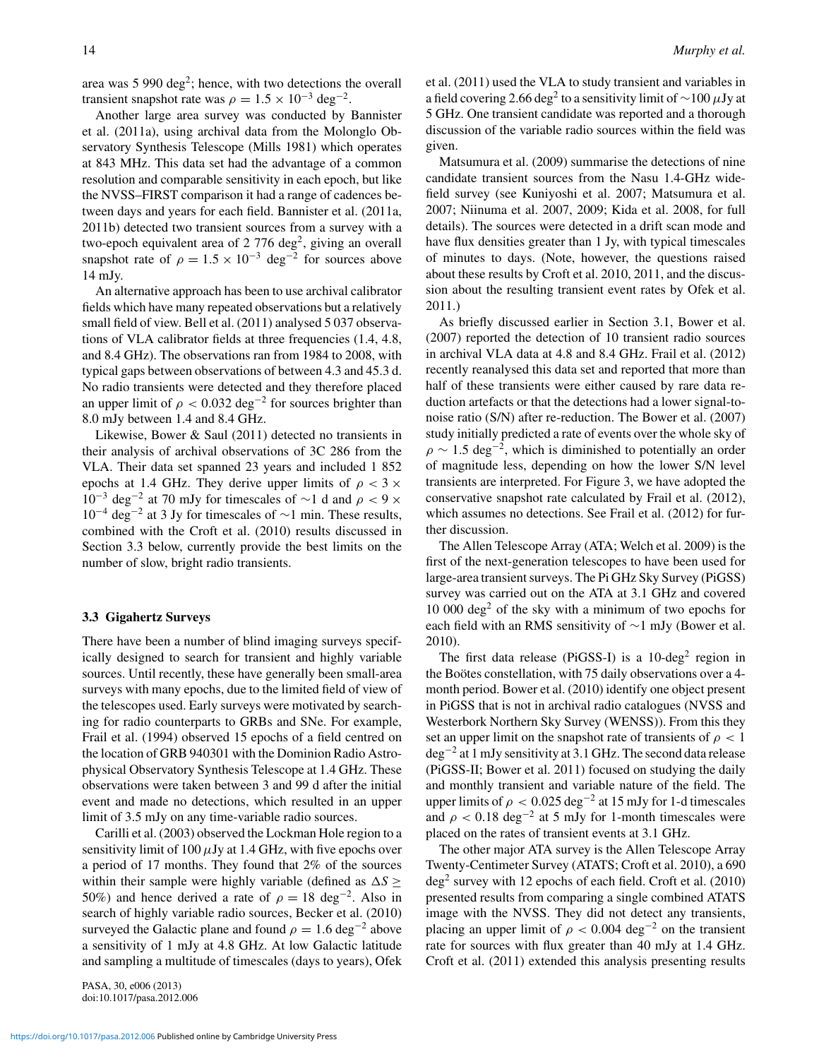area was 5 990 deg$^2$; hence, with two detections the overall transient snapshot rate was $\rho = 1.5 \times 10^{-3}$ deg$^{-2}$.

Another large area survey was conducted by Bannister et al. (2011a), using archival data from the Molonglo Observatory Synthesis Telescope (Mills 1981) which operates at 843 MHz. This data set had the advantage of a common resolution and comparable sensitivity in each epoch, but like the NVSS–FIRST comparison it had a range of cadences between days and years for each field. Bannister et al. (2011a, 2011b) detected two transient sources from a survey with a two-epoch equivalent area of 2 776 deg$^2$, giving an overall snapshot rate of $\rho = 1.5 \times 10^{-3}$ deg$^{-2}$ for sources above 14 mJy.

An alternative approach has been to use archival calibrator fields which have many repeated observations but a relatively small field of view. Bell et al. (2011) analysed 5 037 observations of VLA calibrator fields at three frequencies (1.4, 4.8, and 8.4 GHz). The observations ran from 1984 to 2008, with typical gaps between observations of between 4.3 and 45.3 d. No radio transients were detected and they therefore placed an upper limit of $\rho < 0.032$ deg$^{-2}$ for sources brighter than 8.0 mJy between 1.4 and 8.4 GHz.

Likewise, Bower & Saul (2011) detected no transients in their analysis of archival observations of 3C 286 from the VLA. Their data set spanned 23 years and included 1 852 epochs at 1.4 GHz. They derive upper limits of $\rho < 3 \times 10^{-3}$ deg$^{-2}$ at 70 mJy for timescales of $\sim$1 d and $\rho < 9 \times 10^{-4}$ deg$^{-2}$ at 3 Jy for timescales of $\sim$1 min. These results, combined with the Croft et al. (2010) results discussed in Section 3.3 below, currently provide the best limits on the number of slow, bright radio transients.

### 3.3 Gigahertz Surveys

There have been a number of blind imaging surveys specifically designed to search for transient and highly variable sources. Until recently, these have generally been small-area surveys with many epochs, due to the limited field of view of the telescopes used. Early surveys were motivated by searching for radio counterparts to GRBs and SNe. For example, Frail et al. (1994) observed 15 epochs of a field centred on the location of GRB 940301 with the Dominion Radio Astrophysical Observatory Synthesis Telescope at 1.4 GHz. These observations were taken between 3 and 99 d after the initial event and made no detections, which resulted in an upper limit of 3.5 mJy on any time-variable radio sources.

Carilli et al. (2003) observed the Lockman Hole region to a sensitivity limit of 100 $\mu$Jy at 1.4 GHz, with five epochs over a period of 17 months. They found that 2% of the sources within their sample were highly variable (defined as $\Delta S \geq 50\%$) and hence derived a rate of $\rho = 18$ deg$^{-2}$. Also in search of highly variable radio sources, Becker et al. (2010) surveyed the Galactic plane and found $\rho = 1.6$ deg$^{-2}$ above a sensitivity of 1 mJy at 4.8 GHz. At low Galactic latitude and sampling a multitude of timescales (days to years), Ofek et al. (2011) used the VLA to study transient and variables in a field covering 2.66 deg$^2$ to a sensitivity limit of $\sim$100 $\mu$Jy at 5 GHz. One transient candidate was reported and a thorough discussion of the variable radio sources within the field was given.

Matsumura et al. (2009) summarise the detections of nine candidate transient sources from the Nasu 1.4-GHz wide-field survey (see Kuniyoshi et al. 2007; Matsumura et al. 2007; Niinuma et al. 2007, 2009; Kida et al. 2008, for full details). The sources were detected in a drift scan mode and have flux densities greater than 1 Jy, with typical timescales of minutes to days. (Note, however, the questions raised about these results by Croft et al. 2010, 2011, and the discussion about the resulting transient event rates by Ofek et al. 2011.)

As briefly discussed earlier in Section 3.1, Bower et al. (2007) reported the detection of 10 transient radio sources in archival VLA data at 4.8 and 8.4 GHz. Frail et al. (2012) recently reanalysed this data set and reported that more than half of these transients were either caused by rare data reduction artefacts or that the detections had a lower signal-to-noise ratio (S/N) after re-reduction. The Bower et al. (2007) study initially predicted a rate of events over the whole sky of $\rho \sim 1.5$ deg$^{-2}$, which is diminished to potentially an order of magnitude less, depending on how the lower S/N level transients are interpreted. For Figure 3, we have adopted the conservative snapshot rate calculated by Frail et al. (2012), which assumes no detections. See Frail et al. (2012) for further discussion.

The Allen Telescope Array (ATA; Welch et al. 2009) is the first of the next-generation telescopes to have been used for large-area transient surveys. The Pi GHz Sky Survey (PiGSS) survey was carried out on the ATA at 3.1 GHz and covered 10 000 deg$^2$ of the sky with a minimum of two epochs for each field with an RMS sensitivity of $\sim$1 mJy (Bower et al. 2010).

The first data release (PiGSS-I) is a 10-deg$^2$ region in the Boötes constellation, with 75 daily observations over a 4-month period. Bower et al. (2010) identify one object present in PiGSS that is not in archival radio catalogues (NVSS and Westerbork Northern Sky Survey (WENSS)). From this they set an upper limit on the snapshot rate of transients of $\rho < 1$ deg$^{-2}$ at 1 mJy sensitivity at 3.1 GHz. The second data release (PiGSS-II; Bower et al. 2011) focused on studying the daily and monthly transient and variable nature of the field. The upper limits of $\rho < 0.025$ deg$^{-2}$ at 15 mJy for 1-d timescales and $\rho < 0.18$ deg$^{-2}$ at 5 mJy for 1-month timescales were placed on the rates of transient events at 3.1 GHz.

The other major ATA survey is the Allen Telescope Array Twenty-Centimeter Survey (ATATS; Croft et al. 2010), a 690 deg$^2$ survey with 12 epochs of each field. Croft et al. (2010) presented results from comparing a single combined ATATS image with the NVSS. They did not detect any transients, placing an upper limit of $\rho < 0.004$ deg$^{-2}$ on the transient rate for sources with flux greater than 40 mJy at 1.4 GHz. Croft et al. (2011) extended this analysis presenting results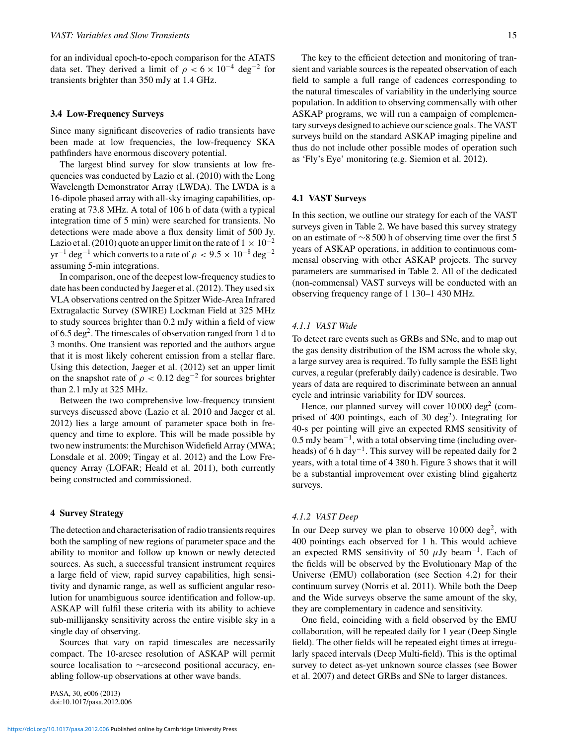for an individual epoch-to-epoch comparison for the ATATS data set. They derived a limit of $\rho < 6 \times 10^{-4}$ deg$^{-2}$ for transients brighter than 350 mJy at 1.4 GHz.

### 3.4 Low-Frequency Surveys

Since many significant discoveries of radio transients have been made at low frequencies, the low-frequency SKA pathfinders have enormous discovery potential.

The largest blind survey for slow transients at low frequencies was conducted by Lazio et al. (2010) with the Long Wavelength Demonstrator Array (LWDA). The LWDA is a 16-dipole phased array with all-sky imaging capabilities, operating at 73.8 MHz. A total of 106 h of data (with a typical integration time of 5 min) were searched for transients. No detections were made above a flux density limit of 500 Jy. Lazio et al. (2010) quote an upper limit on the rate of $1 \times 10^{-2}$ yr$^{-1}$ deg$^{-1}$ which converts to a rate of $\rho < 9.5 \times 10^{-8}$ deg$^{-2}$ assuming 5-min integrations.

In comparison, one of the deepest low-frequency studies to date has been conducted by Jaeger et al. (2012). They used six VLA observations centred on the Spitzer Wide-Area Infrared Extragalactic Survey (SWIRE) Lockman Field at 325 MHz to study sources brighter than 0.2 mJy within a field of view of 6.5 deg$^2$. The timescales of observation ranged from 1 d to 3 months. One transient was reported and the authors argue that it is most likely coherent emission from a stellar flare. Using this detection, Jaeger et al. (2012) set an upper limit on the snapshot rate of $\rho < 0.12$ deg$^{-2}$ for sources brighter than 2.1 mJy at 325 MHz.

Between the two comprehensive low-frequency transient surveys discussed above (Lazio et al. 2010 and Jaeger et al. 2012) lies a large amount of parameter space both in frequency and time to explore. This will be made possible by two new instruments: the Murchison Widefield Array (MWA; Lonsdale et al. 2009; Tingay et al. 2012) and the Low Frequency Array (LOFAR; Heald et al. 2011), both currently being constructed and commissioned.

## 4 Survey Strategy

The detection and characterisation of radio transients requires both the sampling of new regions of parameter space and the ability to monitor and follow up known or newly detected sources. As such, a successful transient instrument requires a large field of view, rapid survey capabilities, high sensitivity and dynamic range, as well as sufficient angular resolution for unambiguous source identification and follow-up. ASKAP will fulfil these criteria with its ability to achieve sub-millijansky sensitivity across the entire visible sky in a single day of observing.

Sources that vary on rapid timescales are necessarily compact. The 10-arcsec resolution of ASKAP will permit source localisation to ~arcsecond positional accuracy, enabling follow-up observations at other wave bands.

The key to the efficient detection and monitoring of transient and variable sources is the repeated observation of each field to sample a full range of cadences corresponding to the natural timescales of variability in the underlying source population. In addition to observing commensally with other ASKAP programs, we will run a campaign of complementary surveys designed to achieve our science goals. The VAST surveys build on the standard ASKAP imaging pipeline and thus do not include other possible modes of operation such as 'Fly's Eye' monitoring (e.g. Siemion et al. 2012).

### 4.1 VAST Surveys

In this section, we outline our strategy for each of the VAST surveys given in Table 2. We have based this survey strategy on an estimate of ~8 500 h of observing time over the first 5 years of ASKAP operations, in addition to continuous commensal observing with other ASKAP projects. The survey parameters are summarised in Table 2. All of the dedicated (non-commensal) VAST surveys will be conducted with an observing frequency range of 1 130–1 430 MHz.

#### *4.1.1 VAST Wide*

To detect rare events such as GRBs and SNe, and to map out the gas density distribution of the ISM across the whole sky, a large survey area is required. To fully sample the ESE light curves, a regular (preferably daily) cadence is desirable. Two years of data are required to discriminate between an annual cycle and intrinsic variability for IDV sources.

Hence, our planned survey will cover 10 000 deg$^2$ (comprised of 400 pointings, each of 30 deg$^2$). Integrating for 40-s per pointing will give an expected RMS sensitivity of 0.5 mJy beam$^{-1}$, with a total observing time (including overheads) of 6 h day$^{-1}$. This survey will be repeated daily for 2 years, with a total time of 4 380 h. Figure 3 shows that it will be a substantial improvement over existing blind gigahertz surveys.

#### *4.1.2 VAST Deep*

In our Deep survey we plan to observe 10 000 deg$^2$, with 400 pointings each observed for 1 h. This would achieve an expected RMS sensitivity of 50 $\mu$Jy beam$^{-1}$. Each of the fields will be observed by the Evolutionary Map of the Universe (EMU) collaboration (see Section 4.2) for their continuum survey (Norris et al. 2011). While both the Deep and the Wide surveys observe the same amount of the sky, they are complementary in cadence and sensitivity.

One field, coinciding with a field observed by the EMU collaboration, will be repeated daily for 1 year (Deep Single field). The other fields will be repeated eight times at irregularly spaced intervals (Deep Multi-field). This is the optimal survey to detect as-yet unknown source classes (see Bower et al. 2007) and detect GRBs and SNe to larger distances.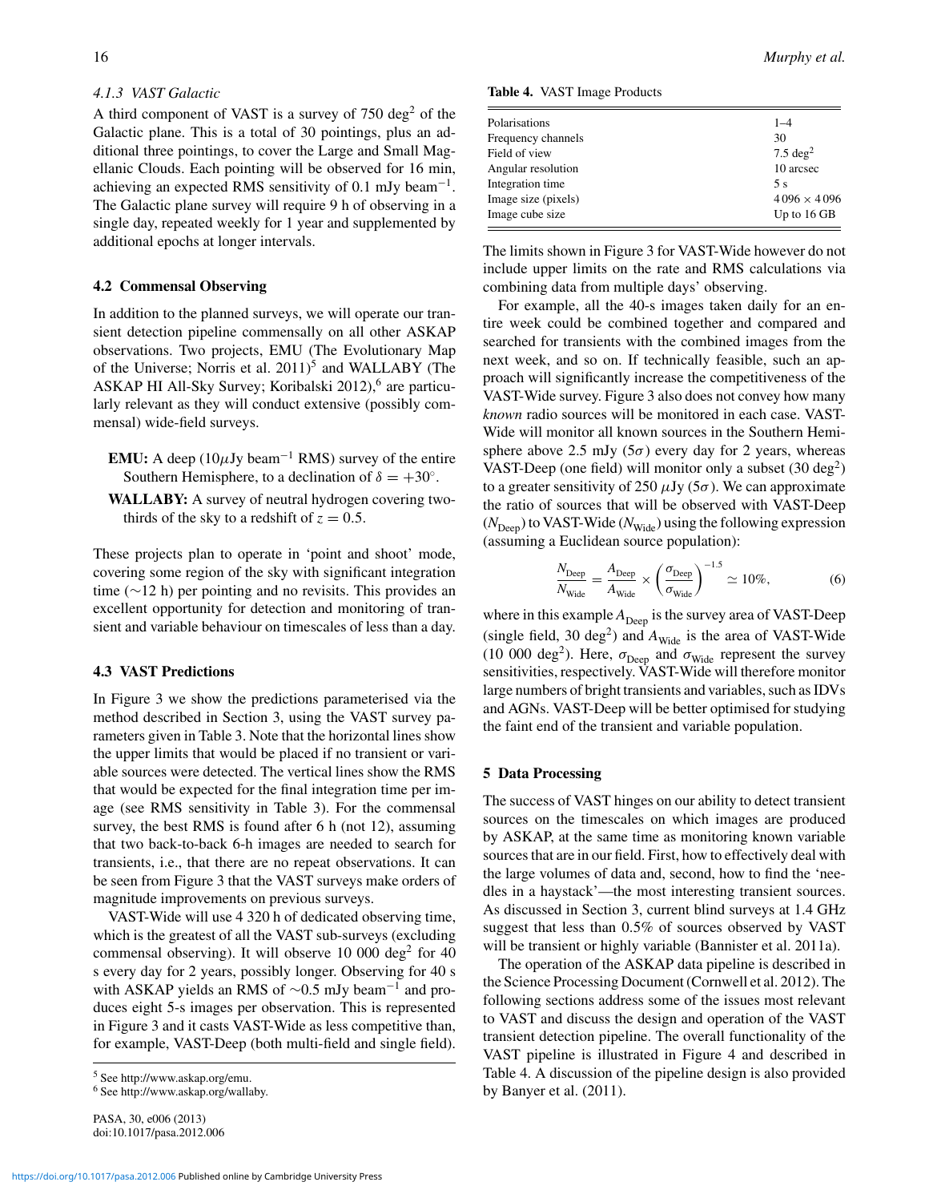#### 4.1.3 VAST Galactic

A third component of VAST is a survey of 750 deg$^2$ of the Galactic plane. This is a total of 30 pointings, plus an additional three pointings, to cover the Large and Small Magellanic Clouds. Each pointing will be observed for 16 min, achieving an expected RMS sensitivity of 0.1 mJy beam$^{-1}$. The Galactic plane survey will require 9 h of observing in a single day, repeated weekly for 1 year and supplemented by additional epochs at longer intervals.

### 4.2 Commensal Observing

In addition to the planned surveys, we will operate our transient detection pipeline commensally on all other ASKAP observations. Two projects, EMU (The Evolutionary Map of the Universe; Norris et al. 2011)[5] and WALLABY (The ASKAP HI All-Sky Survey; Koribalski 2012),[6] are particularly relevant as they will conduct extensive (possibly commensal) wide-field surveys.

- **EMU:** A deep (10$\mu$Jy beam$^{-1}$ RMS) survey of the entire Southern Hemisphere, to a declination of $\delta = +30^\circ$.
- **WALLABY:** A survey of neutral hydrogen covering two-thirds of the sky to a redshift of $z = 0.5$.

These projects plan to operate in 'point and shoot' mode, covering some region of the sky with significant integration time (~12 h) per pointing and no revisits. This provides an excellent opportunity for detection and monitoring of transient and variable behaviour on timescales of less than a day.

### 4.3 VAST Predictions

In Figure 3 we show the predictions parameterised via the method described in Section 3, using the VAST survey parameters given in Table 3. Note that the horizontal lines show the upper limits that would be placed if no transient or variable sources were detected. The vertical lines show the RMS that would be expected for the final integration time per image (see RMS sensitivity in Table 3). For the commensal survey, the best RMS is found after 6 h (not 12), assuming that two back-to-back 6-h images are needed to search for transients, i.e., that there are no repeat observations. It can be seen from Figure 3 that the VAST surveys make orders of magnitude improvements on previous surveys.

VAST-Wide will use 4 320 h of dedicated observing time, which is the greatest of all the VAST sub-surveys (excluding commensal observing). It will observe 10 000 deg$^2$ for 40 s every day for 2 years, possibly longer. Observing for 40 s with ASKAP yields an RMS of ~0.5 mJy beam$^{-1}$ and produces eight 5-s images per observation. This is represented in Figure 3 and it casts VAST-Wide as less competitive than, for example, VAST-Deep (both multi-field and single field).

[5] See http://www.askap.org/emu.

[6] See http://www.askap.org/wallaby.

**Table 4.** VAST Image Products

| | |
|---|---|
| Polarisations | 1–4 |
| Frequency channels | 30 |
| Field of view | 7.5 deg$^2$ |
| Angular resolution | 10 arcsec |
| Integration time | 5 s |
| Image size (pixels) | 4 096 × 4 096 |
| Image cube size | Up to 16 GB |

The limits shown in Figure 3 for VAST-Wide however do not include upper limits on the rate and RMS calculations via combining data from multiple days' observing.

For example, all the 40-s images taken daily for an entire week could be combined together and compared and searched for transients with the combined images from the next week, and so on. If technically feasible, such an approach will significantly increase the competitiveness of the VAST-Wide survey. Figure 3 also does not convey how many *known* radio sources will be monitored in each case. VAST-Wide will monitor all known sources in the Southern Hemisphere above 2.5 mJy (5$\sigma$) every day for 2 years, whereas VAST-Deep (one field) will monitor only a subset (30 deg$^2$) to a greater sensitivity of 250 $\mu$Jy (5$\sigma$). We can approximate the ratio of sources that will be observed with VAST-Deep ($N_{\mathrm{Deep}}$) to VAST-Wide ($N_{\mathrm{Wide}}$) using the following expression (assuming a Euclidean source population):

$$\frac{N_{\mathrm{Deep}}}{N_{\mathrm{Wide}}} = \frac{A_{\mathrm{Deep}}}{A_{\mathrm{Wide}}} \times \left(\frac{\sigma_{\mathrm{Deep}}}{\sigma_{\mathrm{Wide}}}\right)^{-1.5} \simeq 10\%, \quad (6)$$

where in this example $A_{\mathrm{Deep}}$ is the survey area of VAST-Deep (single field, 30 deg$^2$) and $A_{\mathrm{Wide}}$ is the area of VAST-Wide (10 000 deg$^2$). Here, $\sigma_{\mathrm{Deep}}$ and $\sigma_{\mathrm{Wide}}$ represent the survey sensitivities, respectively. VAST-Wide will therefore monitor large numbers of bright transients and variables, such as IDVs and AGNs. VAST-Deep will be better optimised for studying the faint end of the transient and variable population.

## 5 Data Processing

The success of VAST hinges on our ability to detect transient sources on the timescales on which images are produced by ASKAP, at the same time as monitoring known variable sources that are in our field. First, how to effectively deal with the large volumes of data and, second, how to find the 'needles in a haystack'—the most interesting transient sources. As discussed in Section 3, current blind surveys at 1.4 GHz suggest that less than 0.5% of sources observed by VAST will be transient or highly variable (Bannister et al. 2011a).

The operation of the ASKAP data pipeline is described in the Science Processing Document (Cornwell et al. 2012). The following sections address some of the issues most relevant to VAST and discuss the design and operation of the VAST transient detection pipeline. The overall functionality of the VAST pipeline is illustrated in Figure 4 and described in Table 4. A discussion of the pipeline design is also provided by Banyer et al. (2011).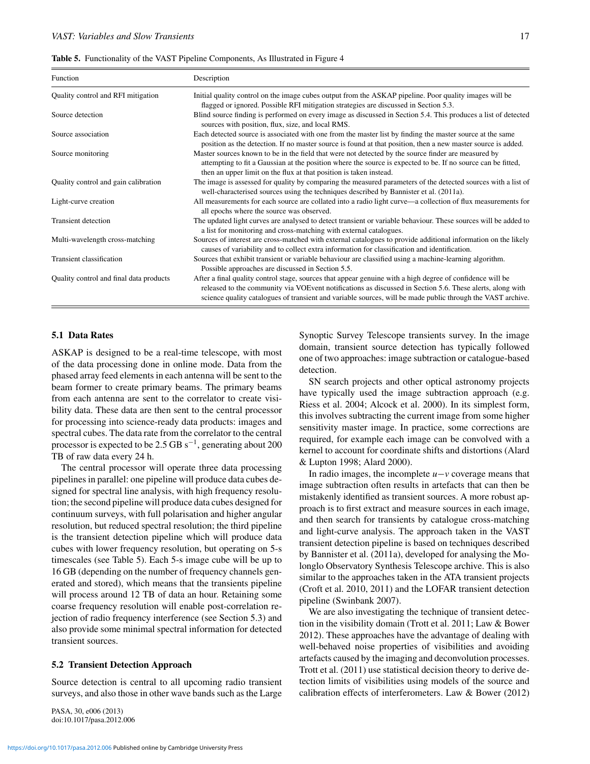**Table 5.** Functionality of the VAST Pipeline Components, As Illustrated in Figure 4

| Function | Description |
|---|---|
| Quality control and RFI mitigation | Initial quality control on the image cubes output from the ASKAP pipeline. Poor quality images will be flagged or ignored. Possible RFI mitigation strategies are discussed in Section 5.3. |
| Source detection | Blind source finding is performed on every image as discussed in Section 5.4. This produces a list of detected sources with position, flux, size, and local RMS. |
| Source association | Each detected source is associated with one from the master list by finding the master source at the same position as the detection. If no master source is found at that position, then a new master source is added. |
| Source monitoring | Master sources known to be in the field that were not detected by the source finder are measured by attempting to fit a Gaussian at the position where the source is expected to be. If no source can be fitted, then an upper limit on the flux at that position is taken instead. |
| Quality control and gain calibration | The image is assessed for quality by comparing the measured parameters of the detected sources with a list of well-characterised sources using the techniques described by Bannister et al. (2011a). |
| Light-curve creation | All measurements for each source are collated into a radio light curve—a collection of flux measurements for all epochs where the source was observed. |
| Transient detection | The updated light curves are analysed to detect transient or variable behaviour. These sources will be added to a list for monitoring and cross-matching with external catalogues. |
| Multi-wavelength cross-matching | Sources of interest are cross-matched with external catalogues to provide additional information on the likely causes of variability and to collect extra information for classification and identification. |
| Transient classification | Sources that exhibit transient or variable behaviour are classified using a machine-learning algorithm. Possible approaches are discussed in Section 5.5. |
| Quality control and final data products | After a final quality control stage, sources that appear genuine with a high degree of confidence will be released to the community via VOEvent notifications as discussed in Section 5.6. These alerts, along with science quality catalogues of transient and variable sources, will be made public through the VAST archive. |

### 5.1 Data Rates

ASKAP is designed to be a real-time telescope, with most of the data processing done in online mode. Data from the phased array feed elements in each antenna will be sent to the beam former to create primary beams. The primary beams from each antenna are sent to the correlator to create visibility data. These data are then sent to the central processor for processing into science-ready data products: images and spectral cubes. The data rate from the correlator to the central processor is expected to be 2.5 GB s$^{-1}$, generating about 200 TB of raw data every 24 h.

The central processor will operate three data processing pipelines in parallel: one pipeline will produce data cubes designed for spectral line analysis, with high frequency resolution; the second pipeline will produce data cubes designed for continuum surveys, with full polarisation and higher angular resolution, but reduced spectral resolution; the third pipeline is the transient detection pipeline which will produce data cubes with lower frequency resolution, but operating on 5-s timescales (see Table 5). Each 5-s image cube will be up to 16 GB (depending on the number of frequency channels generated and stored), which means that the transients pipeline will process around 12 TB of data an hour. Retaining some coarse frequency resolution will enable post-correlation rejection of radio frequency interference (see Section 5.3) and also provide some minimal spectral information for detected transient sources.

### 5.2 Transient Detection Approach

Source detection is central to all upcoming radio transient surveys, and also those in other wave bands such as the Large Synoptic Survey Telescope transients survey. In the image domain, transient source detection has typically followed one of two approaches: image subtraction or catalogue-based detection.

SN search projects and other optical astronomy projects have typically used the image subtraction approach (e.g. Riess et al. 2004; Alcock et al. 2000). In its simplest form, this involves subtracting the current image from some higher sensitivity master image. In practice, some corrections are required, for example each image can be convolved with a kernel to account for coordinate shifts and distortions (Alard & Lupton 1998; Alard 2000).

In radio images, the incomplete $u-v$ coverage means that image subtraction often results in artefacts that can then be mistakenly identified as transient sources. A more robust approach is to first extract and measure sources in each image, and then search for transients by catalogue cross-matching and light-curve analysis. The approach taken in the VAST transient detection pipeline is based on techniques described by Bannister et al. (2011a), developed for analysing the Molonglo Observatory Synthesis Telescope archive. This is also similar to the approaches taken in the ATA transient projects (Croft et al. 2010, 2011) and the LOFAR transient detection pipeline (Swinbank 2007).

We are also investigating the technique of transient detection in the visibility domain (Trott et al. 2011; Law & Bower 2012). These approaches have the advantage of dealing with well-behaved noise properties of visibilities and avoiding artefacts caused by the imaging and deconvolution processes. Trott et al. (2011) use statistical decision theory to derive detection limits of visibilities using models of the source and calibration effects of interferometers. Law & Bower (2012)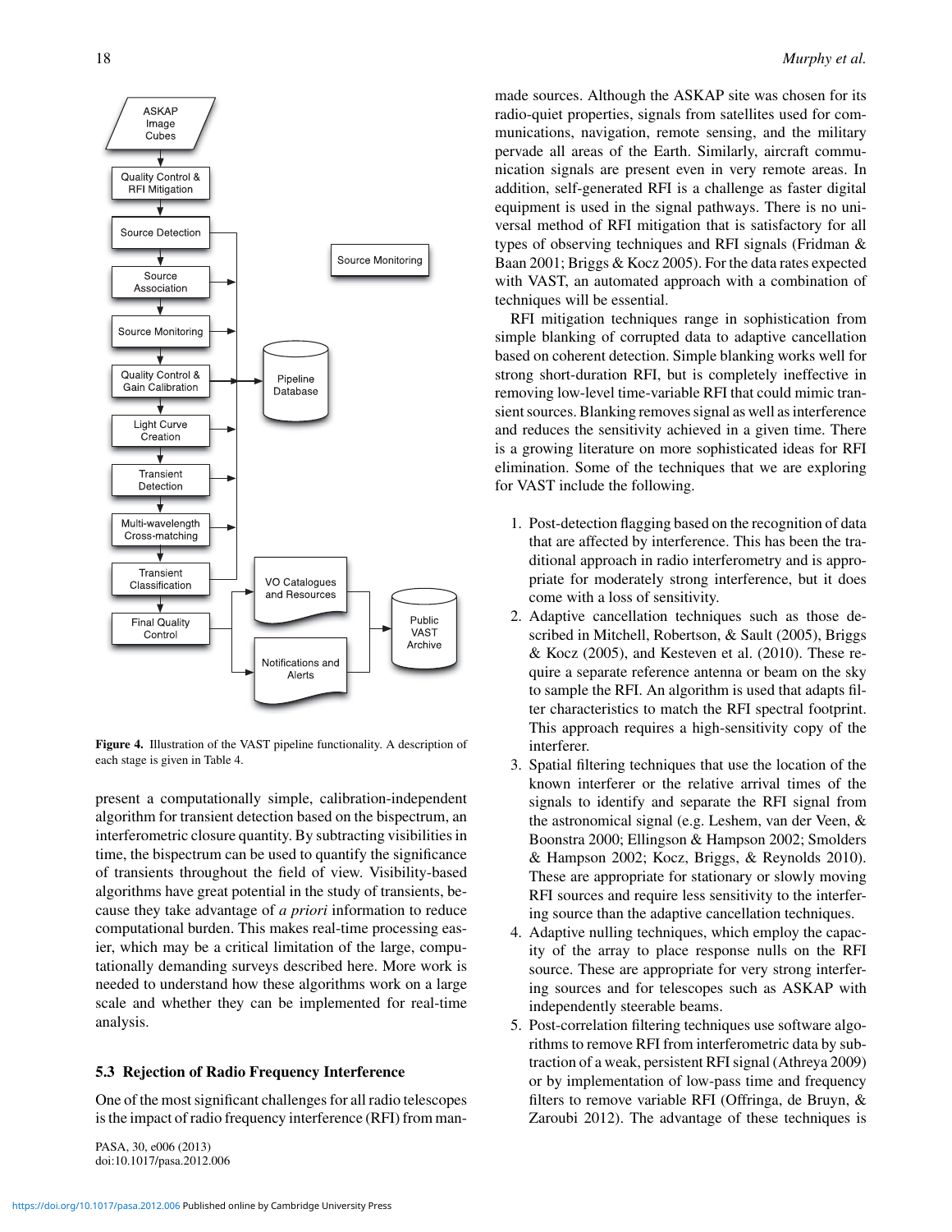**Figure 4.** Illustration of the VAST pipeline functionality. A description of each stage is given in Table 4.

present a computationally simple, calibration-independent algorithm for transient detection based on the bispectrum, an interferometric closure quantity. By subtracting visibilities in time, the bispectrum can be used to quantify the significance of transients throughout the field of view. Visibility-based algorithms have great potential in the study of transients, because they take advantage of *a priori* information to reduce computational burden. This makes real-time processing easier, which may be a critical limitation of the large, computationally demanding surveys described here. More work is needed to understand how these algorithms work on a large scale and whether they can be implemented for real-time analysis.

### 5.3 Rejection of Radio Frequency Interference

One of the most significant challenges for all radio telescopes is the impact of radio frequency interference (RFI) from man-made sources. Although the ASKAP site was chosen for its radio-quiet properties, signals from satellites used for communications, navigation, remote sensing, and the military pervade all areas of the Earth. Similarly, aircraft communication signals are present even in very remote areas. In addition, self-generated RFI is a challenge as faster digital equipment is used in the signal pathways. There is no universal method of RFI mitigation that is satisfactory for all types of observing techniques and RFI signals (Fridman & Baan 2001; Briggs & Kocz 2005). For the data rates expected with VAST, an automated approach with a combination of techniques will be essential.

RFI mitigation techniques range in sophistication from simple blanking of corrupted data to adaptive cancellation based on coherent detection. Simple blanking works well for strong short-duration RFI, but is completely ineffective in removing low-level time-variable RFI that could mimic transient sources. Blanking removes signal as well as interference and reduces the sensitivity achieved in a given time. There is a growing literature on more sophisticated ideas for RFI elimination. Some of the techniques that we are exploring for VAST include the following.

1. Post-detection flagging based on the recognition of data that are affected by interference. This has been the traditional approach in radio interferometry and is appropriate for moderately strong interference, but it does come with a loss of sensitivity.
2. Adaptive cancellation techniques such as those described in Mitchell, Robertson, & Sault (2005), Briggs & Kocz (2005), and Kesteven et al. (2010). These require a separate reference antenna or beam on the sky to sample the RFI. An algorithm is used that adapts filter characteristics to match the RFI spectral footprint. This approach requires a high-sensitivity copy of the interferer.
3. Spatial filtering techniques that use the location of the known interferer or the relative arrival times of the signals to identify and separate the RFI signal from the astronomical signal (e.g. Leshem, van der Veen, & Boonstra 2000; Ellingson & Hampson 2002; Smolders & Hampson 2002; Kocz, Briggs, & Reynolds 2010). These are appropriate for stationary or slowly moving RFI sources and require less sensitivity to the interfering source than the adaptive cancellation techniques.
4. Adaptive nulling techniques, which employ the capacity of the array to place response nulls on the RFI source. These are appropriate for very strong interfering sources and for telescopes such as ASKAP with independently steerable beams.
5. Post-correlation filtering techniques use software algorithms to remove RFI from interferometric data by subtraction of a weak, persistent RFI signal (Athreya 2009) or by implementation of low-pass time and frequency filters to remove variable RFI (Offringa, de Bruyn, & Zaroubi 2012). The advantage of these techniques is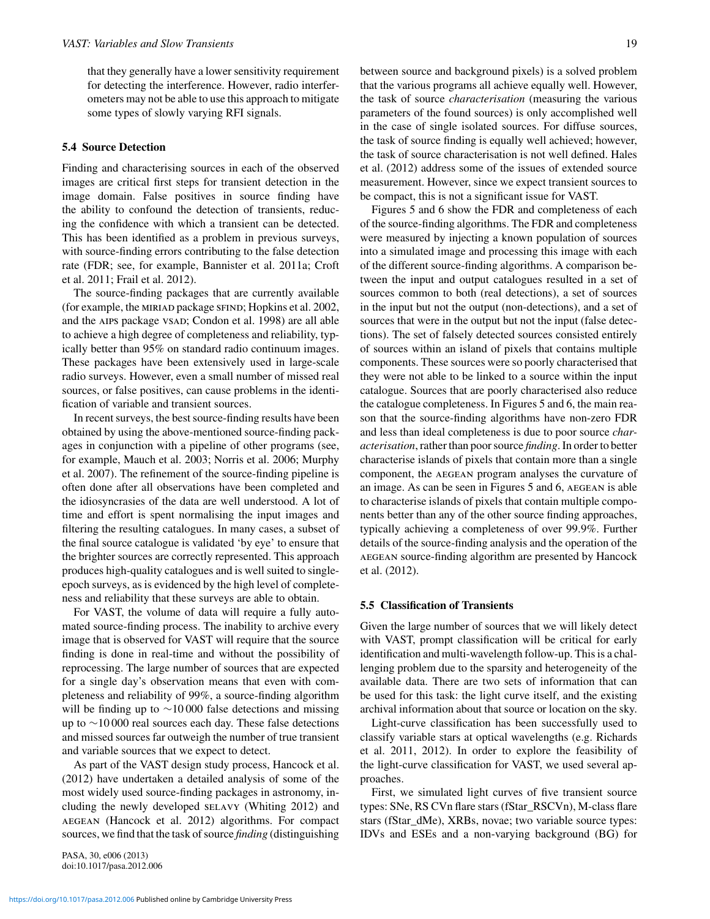that they generally have a lower sensitivity requirement for detecting the interference. However, radio interferometers may not be able to use this approach to mitigate some types of slowly varying RFI signals.

### 5.4 Source Detection

Finding and characterising sources in each of the observed images are critical first steps for transient detection in the image domain. False positives in source finding have the ability to confound the detection of transients, reducing the confidence with which a transient can be detected. This has been identified as a problem in previous surveys, with source-finding errors contributing to the false detection rate (FDR; see, for example, Bannister et al. 2011a; Croft et al. 2011; Frail et al. 2012).

The source-finding packages that are currently available (for example, the MIRIAD package SFIND; Hopkins et al. 2002, and the AIPS package VSAD; Condon et al. 1998) are all able to achieve a high degree of completeness and reliability, typically better than 95% on standard radio continuum images. These packages have been extensively used in large-scale radio surveys. However, even a small number of missed real sources, or false positives, can cause problems in the identification of variable and transient sources.

In recent surveys, the best source-finding results have been obtained by using the above-mentioned source-finding packages in conjunction with a pipeline of other programs (see, for example, Mauch et al. 2003; Norris et al. 2006; Murphy et al. 2007). The refinement of the source-finding pipeline is often done after all observations have been completed and the idiosyncrasies of the data are well understood. A lot of time and effort is spent normalising the input images and filtering the resulting catalogues. In many cases, a subset of the final source catalogue is validated 'by eye' to ensure that the brighter sources are correctly represented. This approach produces high-quality catalogues and is well suited to single-epoch surveys, as is evidenced by the high level of completeness and reliability that these surveys are able to obtain.

For VAST, the volume of data will require a fully automated source-finding process. The inability to archive every image that is observed for VAST will require that the source finding is done in real-time and without the possibility of reprocessing. The large number of sources that are expected for a single day's observation means that even with completeness and reliability of 99%, a source-finding algorithm will be finding up to $\sim$10 000 false detections and missing up to $\sim$10 000 real sources each day. These false detections and missed sources far outweigh the number of true transient and variable sources that we expect to detect.

As part of the VAST design study process, Hancock et al. (2012) have undertaken a detailed analysis of some of the most widely used source-finding packages in astronomy, including the newly developed SELAVY (Whiting 2012) and AEGEAN (Hancock et al. 2012) algorithms. For compact sources, we find that the task of source *finding* (distinguishing between source and background pixels) is a solved problem that the various programs all achieve equally well. However, the task of source *characterisation* (measuring the various parameters of the found sources) is only accomplished well in the case of single isolated sources. For diffuse sources, the task of source finding is equally well achieved; however, the task of source characterisation is not well defined. Hales et al. (2012) address some of the issues of extended source measurement. However, since we expect transient sources to be compact, this is not a significant issue for VAST.

Figures 5 and 6 show the FDR and completeness of each of the source-finding algorithms. The FDR and completeness were measured by injecting a known population of sources into a simulated image and processing this image with each of the different source-finding algorithms. A comparison between the input and output catalogues resulted in a set of sources common to both (real detections), a set of sources in the input but not the output (non-detections), and a set of sources that were in the output but not the input (false detections). The set of falsely detected sources consisted entirely of sources within an island of pixels that contains multiple components. These sources were so poorly characterised that they were not able to be linked to a source within the input catalogue. Sources that are poorly characterised also reduce the catalogue completeness. In Figures 5 and 6, the main reason that the source-finding algorithms have non-zero FDR and less than ideal completeness is due to poor source *characterisation*, rather than poor source *finding*. In order to better characterise islands of pixels that contain more than a single component, the AEGEAN program analyses the curvature of an image. As can be seen in Figures 5 and 6, AEGEAN is able to characterise islands of pixels that contain multiple components better than any of the other source finding approaches, typically achieving a completeness of over 99.9%. Further details of the source-finding analysis and the operation of the AEGEAN source-finding algorithm are presented by Hancock et al. (2012).

### 5.5 Classification of Transients

Given the large number of sources that we will likely detect with VAST, prompt classification will be critical for early identification and multi-wavelength follow-up. This is a challenging problem due to the sparsity and heterogeneity of the available data. There are two sets of information that can be used for this task: the light curve itself, and the existing archival information about that source or location on the sky.

Light-curve classification has been successfully used to classify variable stars at optical wavelengths (e.g. Richards et al. 2011, 2012). In order to explore the feasibility of the light-curve classification for VAST, we used several approaches.

First, we simulated light curves of five transient source types: SNe, RS CVn flare stars (fStar_RSCVn), M-class flare stars (fStar_dMe), XRBs, novae; two variable source types: IDVs and ESEs and a non-varying background (BG) for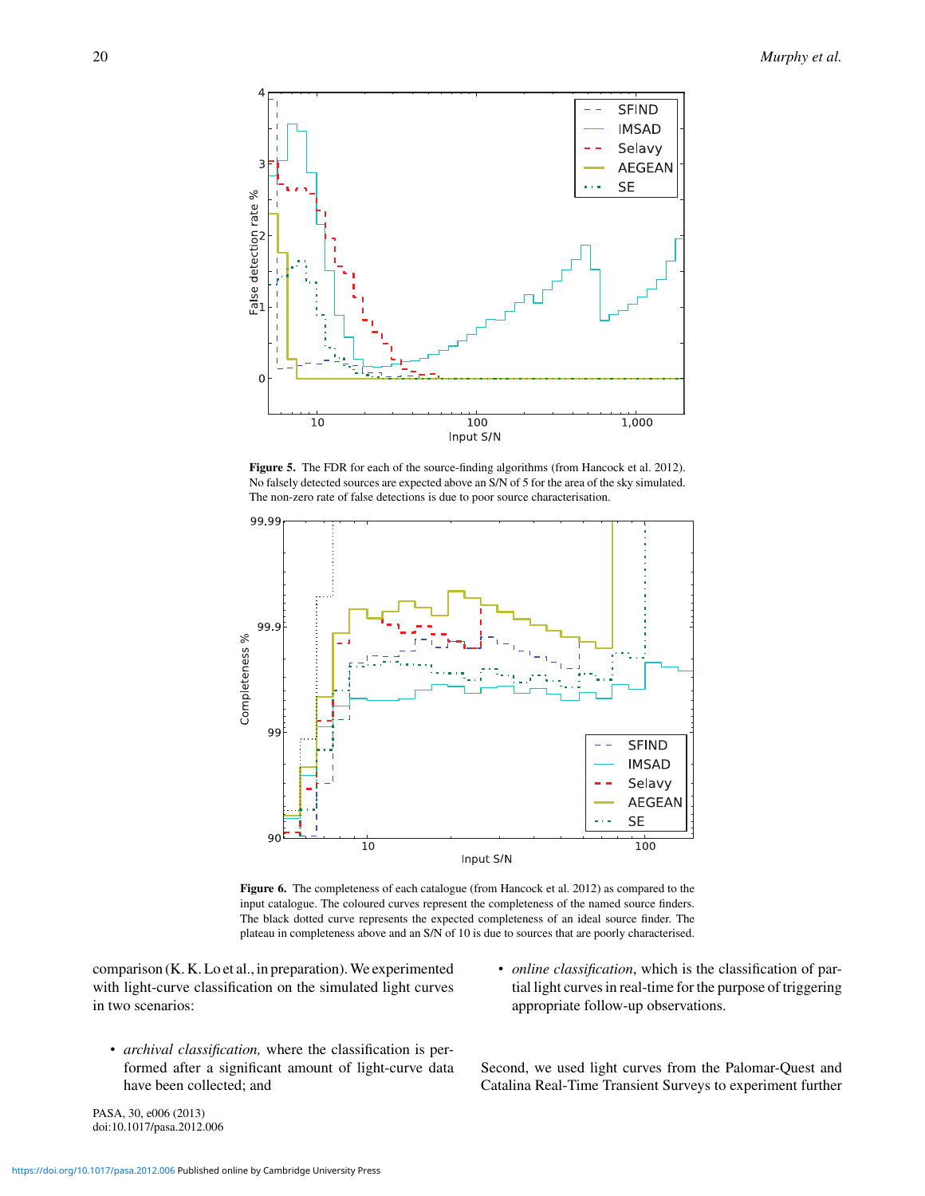Figure 5. The FDR for each of the source-finding algorithms (from Hancock et al. 2012). No falsely detected sources are expected above an S/N of 5 for the area of the sky simulated. The non-zero rate of false detections is due to poor source characterisation.

Figure 6. The completeness of each catalogue (from Hancock et al. 2012) as compared to the input catalogue. The coloured curves represent the completeness of the named source finders. The black dotted curve represents the expected completeness of an ideal source finder. The plateau in completeness above and an S/N of 10 is due to sources that are poorly characterised.

comparison (K. K. Lo et al., in preparation). We experimented with light-curve classification on the simulated light curves in two scenarios:

- *archival classification,* where the classification is performed after a significant amount of light-curve data have been collected; and
- *online classification*, which is the classification of partial light curves in real-time for the purpose of triggering appropriate follow-up observations.

Second, we used light curves from the Palomar-Quest and Catalina Real-Time Transient Surveys to experiment further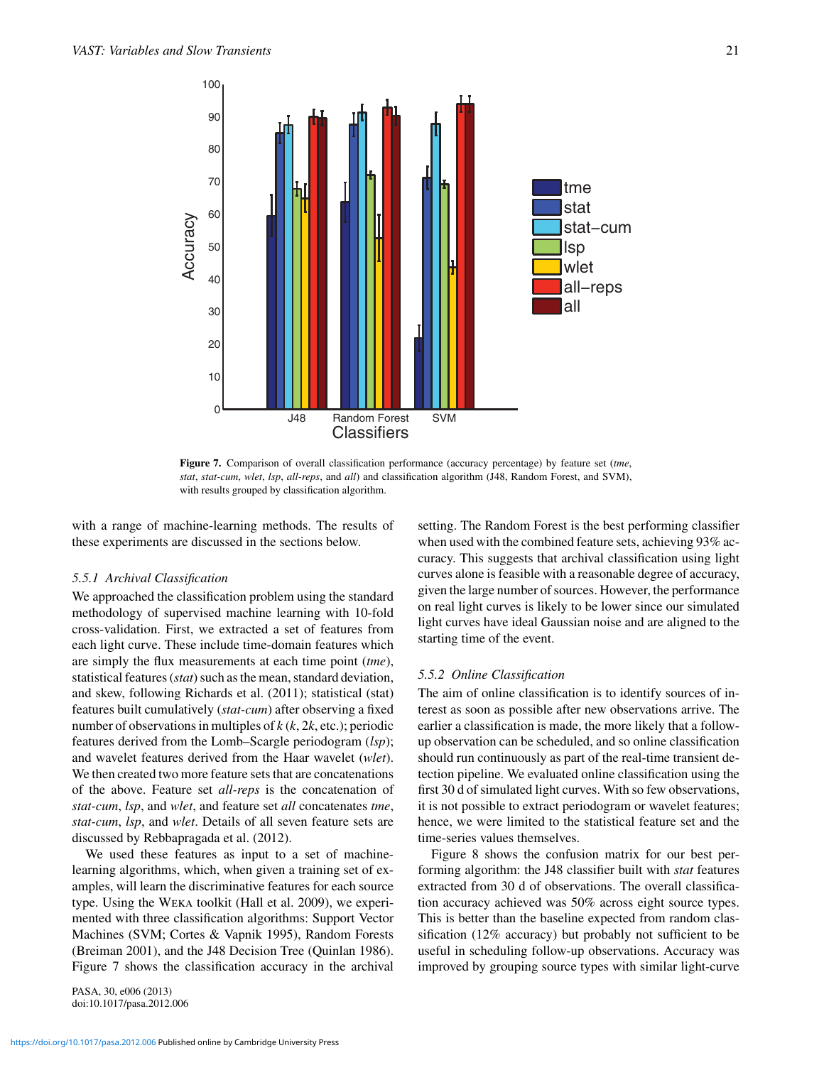**Figure 7.** Comparison of overall classification performance (accuracy percentage) by feature set (*tme*, *stat*, *stat-cum*, *wlet*, *lsp*, *all-reps*, and *all*) and classification algorithm (J48, Random Forest, and SVM), with results grouped by classification algorithm.

with a range of machine-learning methods. The results of these experiments are discussed in the sections below.

### 5.5.1 Archival Classification

We approached the classification problem using the standard methodology of supervised machine learning with 10-fold cross-validation. First, we extracted a set of features from each light curve. These include time-domain features which are simply the flux measurements at each time point (*tme*), statistical features (*stat*) such as the mean, standard deviation, and skew, following Richards et al. (2011); statistical (stat) features built cumulatively (*stat-cum*) after observing a fixed number of observations in multiples of $k$ ($k$, $2k$, etc.); periodic features derived from the Lomb–Scargle periodogram (*lsp*); and wavelet features derived from the Haar wavelet (*wlet*). We then created two more feature sets that are concatenations of the above. Feature set *all-reps* is the concatenation of *stat-cum*, *lsp*, and *wlet*, and feature set *all* concatenates *tme*, *stat-cum*, *lsp*, and *wlet*. Details of all seven feature sets are discussed by Rebbapragada et al. (2012).

We used these features as input to a set of machine-learning algorithms, which, when given a training set of examples, will learn the discriminative features for each source type. Using the WEKA toolkit (Hall et al. 2009), we experimented with three classification algorithms: Support Vector Machines (SVM; Cortes & Vapnik 1995), Random Forests (Breiman 2001), and the J48 Decision Tree (Quinlan 1986). Figure 7 shows the classification accuracy in the archival setting. The Random Forest is the best performing classifier when used with the combined feature sets, achieving 93% accuracy. This suggests that archival classification using light curves alone is feasible with a reasonable degree of accuracy, given the large number of sources. However, the performance on real light curves is likely to be lower since our simulated light curves have ideal Gaussian noise and are aligned to the starting time of the event.

### 5.5.2 Online Classification

The aim of online classification is to identify sources of interest as soon as possible after new observations arrive. The earlier a classification is made, the more likely that a follow-up observation can be scheduled, and so online classification should run continuously as part of the real-time transient detection pipeline. We evaluated online classification using the first 30 d of simulated light curves. With so few observations, it is not possible to extract periodogram or wavelet features; hence, we were limited to the statistical feature set and the time-series values themselves.

Figure 8 shows the confusion matrix for our best performing algorithm: the J48 classifier built with *stat* features extracted from 30 d of observations. The overall classification accuracy achieved was 50% across eight source types. This is better than the baseline expected from random classification (12% accuracy) but probably not sufficient to be useful in scheduling follow-up observations. Accuracy was improved by grouping source types with similar light-curve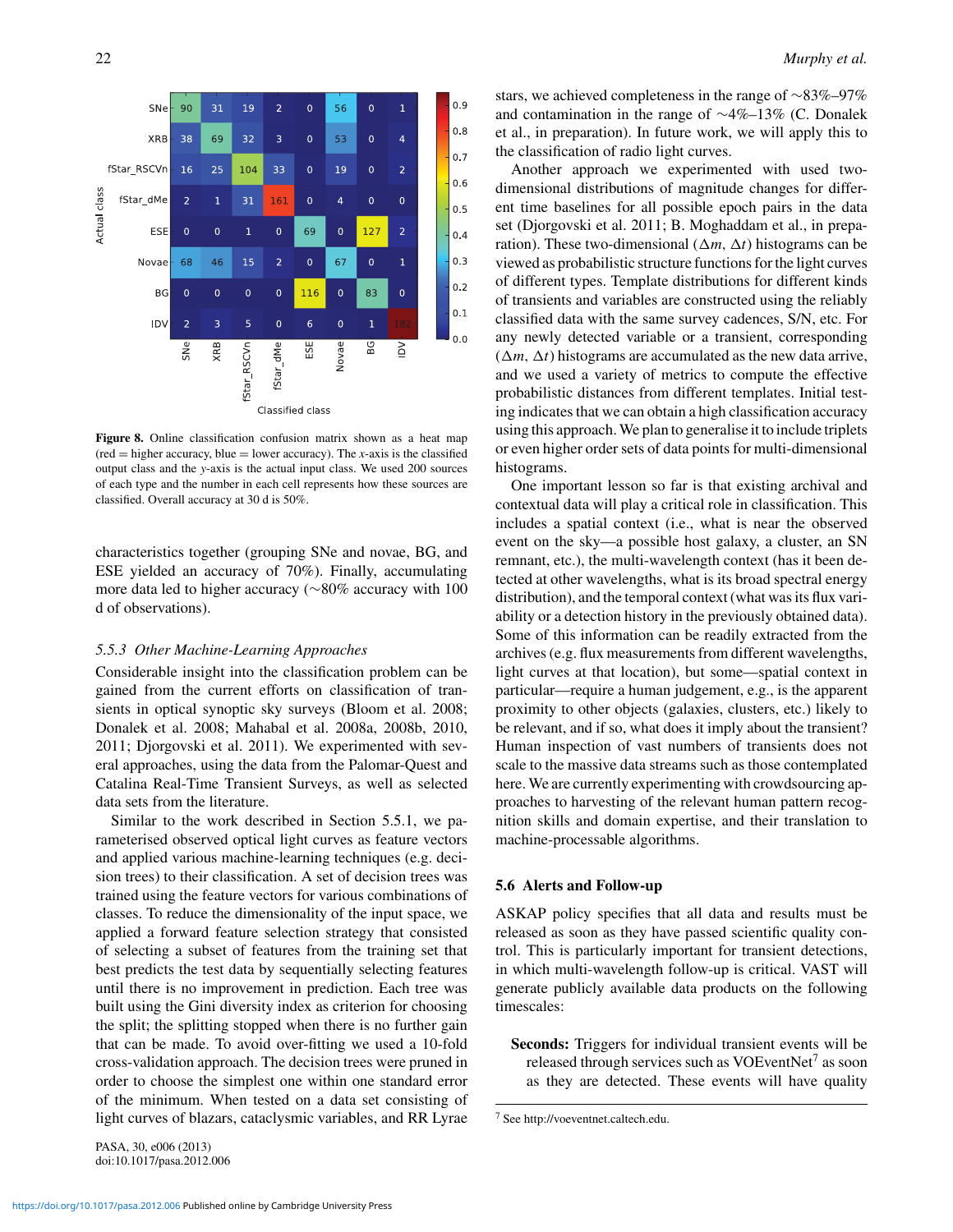SNe 90 31 19 2 0 56 0 1

XRB 38 69 32 3 0 53 0 4

fStar_RSCVn 16 25 104 33 0 19 0 2

fStar_dMe 2 1 31 161 0 4 0 0

ESE 0 0 1 0 69 0 127 2

Novae 68 46 15 2 0 67 0 1

BG 0 0 0 0 116 0 83 0

IDV 2 3 5 0 6 0 1 182

Actual class

SNe XRB fStar_RSCVn fStar_dMe ESE Novae BG IDV

Classified class

0.9 0.8 0.7 0.6 0.5 0.4 0.3 0.2 0.1 0.0

**Figure 8.** Online classification confusion matrix shown as a heat map (red = higher accuracy, blue = lower accuracy). The $x$-axis is the classified output class and the $y$-axis is the actual input class. We used 200 sources of each type and the number in each cell represents how these sources are classified. Overall accuracy at 30 d is 50%.

characteristics together (grouping SNe and novae, BG, and ESE yielded an accuracy of 70%). Finally, accumulating more data led to higher accuracy (~80% accuracy with 100 d of observations).

### 5.5.3 *Other Machine-Learning Approaches*

Considerable insight into the classification problem can be gained from the current efforts on classification of transients in optical synoptic sky surveys (Bloom et al. 2008; Donalek et al. 2008; Mahabal et al. 2008a, 2008b, 2010, 2011; Djorgovski et al. 2011). We experimented with several approaches, using the data from the Palomar-Quest and Catalina Real-Time Transient Surveys, as well as selected data sets from the literature.

Similar to the work described in Section 5.5.1, we parameterised observed optical light curves as feature vectors and applied various machine-learning techniques (e.g. decision trees) to their classification. A set of decision trees was trained using the feature vectors for various combinations of classes. To reduce the dimensionality of the input space, we applied a forward feature selection strategy that consisted of selecting a subset of features from the training set that best predicts the test data by sequentially selecting features until there is no improvement in prediction. Each tree was built using the Gini diversity index as criterion for choosing the split; the splitting stopped when there is no further gain that can be made. To avoid over-fitting we used a 10-fold cross-validation approach. The decision trees were pruned in order to choose the simplest one within one standard error of the minimum. When tested on a data set consisting of light curves of blazars, cataclysmic variables, and RR Lyrae stars, we achieved completeness in the range of ~83%–97% and contamination in the range of ~4%–13% (C. Donalek et al., in preparation). In future work, we will apply this to the classification of radio light curves.

Another approach we experimented with used two-dimensional distributions of magnitude changes for different time baselines for all possible epoch pairs in the data set (Djorgovski et al. 2011; B. Moghaddam et al., in preparation). These two-dimensional ($\Delta m$, $\Delta t$) histograms can be viewed as probabilistic structure functions for the light curves of different types. Template distributions for different kinds of transients and variables are constructed using the reliably classified data with the same survey cadences, S/N, etc. For any newly detected variable or a transient, corresponding ($\Delta m$, $\Delta t$) histograms are accumulated as the new data arrive, and we used a variety of metrics to compute the effective probabilistic distances from different templates. Initial testing indicates that we can obtain a high classification accuracy using this approach. We plan to generalise it to include triplets or even higher order sets of data points for multi-dimensional histograms.

One important lesson so far is that existing archival and contextual data will play a critical role in classification. This includes a spatial context (i.e., what is near the observed event on the sky—a possible host galaxy, a cluster, an SN remnant, etc.), the multi-wavelength context (has it been detected at other wavelengths, what is its broad spectral energy distribution), and the temporal context (what was its flux variability or a detection history in the previously obtained data). Some of this information can be readily extracted from the archives (e.g. flux measurements from different wavelengths, light curves at that location), but some—spatial context in particular—require a human judgement, e.g., is the apparent proximity to other objects (galaxies, clusters, etc.) likely to be relevant, and if so, what does it imply about the transient? Human inspection of vast numbers of transients does not scale to the massive data streams such as those contemplated here. We are currently experimenting with crowdsourcing approaches to harvesting of the relevant human pattern recognition skills and domain expertise, and their translation to machine-processable algorithms.

## 5.6 Alerts and Follow-up

ASKAP policy specifies that all data and results must be released as soon as they have passed scientific quality control. This is particularly important for transient detections, in which multi-wavelength follow-up is critical. VAST will generate publicly available data products on the following timescales:

**Seconds:** Triggers for individual transient events will be released through services such as VOEventNet[7] as soon as they are detected. These events will have quality

[7] See http://voeventnet.caltech.edu.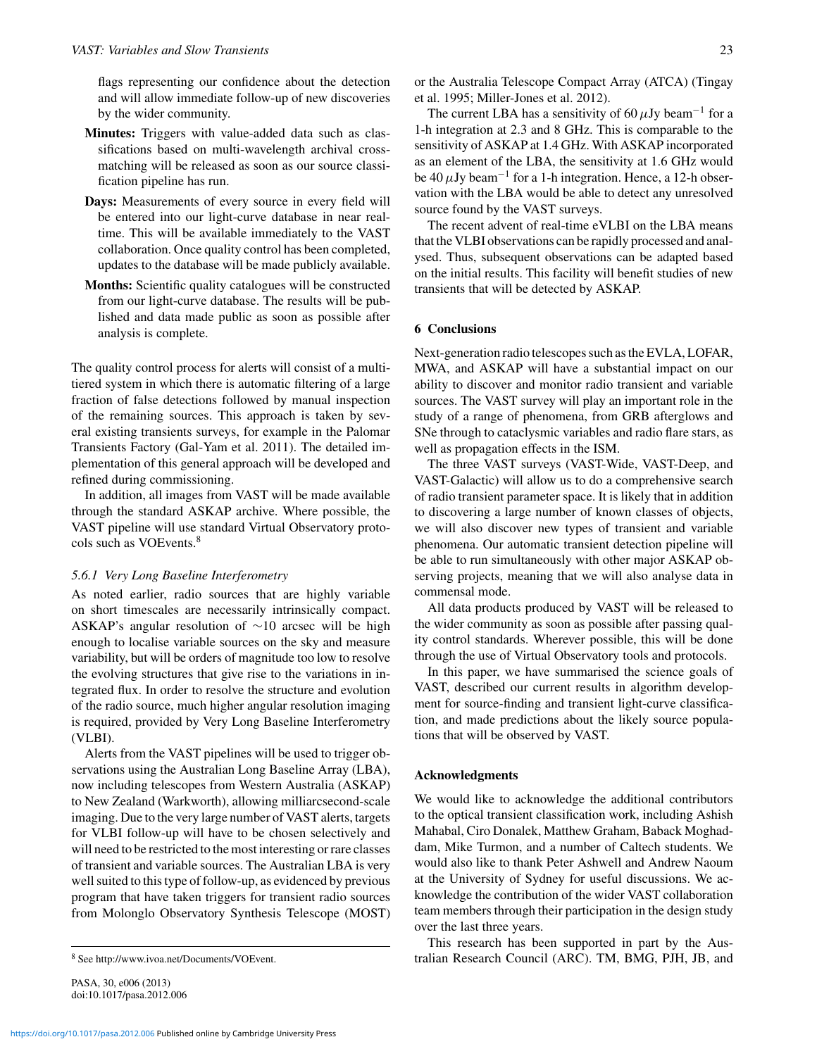flags representing our confidence about the detection and will allow immediate follow-up of new discoveries by the wider community.

**Minutes:** Triggers with value-added data such as classifications based on multi-wavelength archival cross-matching will be released as soon as our source classification pipeline has run.

**Days:** Measurements of every source in every field will be entered into our light-curve database in near real-time. This will be available immediately to the VAST collaboration. Once quality control has been completed, updates to the database will be made publicly available.

**Months:** Scientific quality catalogues will be constructed from our light-curve database. The results will be published and data made public as soon as possible after analysis is complete.

The quality control process for alerts will consist of a multi-tiered system in which there is automatic filtering of a large fraction of false detections followed by manual inspection of the remaining sources. This approach is taken by several existing transients surveys, for example in the Palomar Transients Factory (Gal-Yam et al. 2011). The detailed implementation of this general approach will be developed and refined during commissioning.

In addition, all images from VAST will be made available through the standard ASKAP archive. Where possible, the VAST pipeline will use standard Virtual Observatory protocols such as VOEvents.[8]

### *5.6.1 Very Long Baseline Interferometry*

As noted earlier, radio sources that are highly variable on short timescales are necessarily intrinsically compact. ASKAP's angular resolution of $\sim$10 arcsec will be high enough to localise variable sources on the sky and measure variability, but will be orders of magnitude too low to resolve the evolving structures that give rise to the variations in integrated flux. In order to resolve the structure and evolution of the radio source, much higher angular resolution imaging is required, provided by Very Long Baseline Interferometry (VLBI).

Alerts from the VAST pipelines will be used to trigger observations using the Australian Long Baseline Array (LBA), now including telescopes from Western Australia (ASKAP) to New Zealand (Warkworth), allowing milliarcsecond-scale imaging. Due to the very large number of VAST alerts, targets for VLBI follow-up will have to be chosen selectively and will need to be restricted to the most interesting or rare classes of transient and variable sources. The Australian LBA is very well suited to this type of follow-up, as evidenced by previous program that have taken triggers for transient radio sources from Molonglo Observatory Synthesis Telescope (MOST) or the Australia Telescope Compact Array (ATCA) (Tingay et al. 1995; Miller-Jones et al. 2012).

The current LBA has a sensitivity of 60 $\mu$Jy beam$^{-1}$ for a 1-h integration at 2.3 and 8 GHz. This is comparable to the sensitivity of ASKAP at 1.4 GHz. With ASKAP incorporated as an element of the LBA, the sensitivity at 1.6 GHz would be 40 $\mu$Jy beam$^{-1}$ for a 1-h integration. Hence, a 12-h observation with the LBA would be able to detect any unresolved source found by the VAST surveys.

The recent advent of real-time eVLBI on the LBA means that the VLBI observations can be rapidly processed and analysed. Thus, subsequent observations can be adapted based on the initial results. This facility will benefit studies of new transients that will be detected by ASKAP.

## 6 Conclusions

Next-generation radio telescopes such as the EVLA, LOFAR, MWA, and ASKAP will have a substantial impact on our ability to discover and monitor radio transient and variable sources. The VAST survey will play an important role in the study of a range of phenomena, from GRB afterglows and SNe through to cataclysmic variables and radio flare stars, as well as propagation effects in the ISM.

The three VAST surveys (VAST-Wide, VAST-Deep, and VAST-Galactic) will allow us to do a comprehensive search of radio transient parameter space. It is likely that in addition to discovering a large number of known classes of objects, we will also discover new types of transient and variable phenomena. Our automatic transient detection pipeline will be able to run simultaneously with other major ASKAP observing projects, meaning that we will also analyse data in commensal mode.

All data products produced by VAST will be released to the wider community as soon as possible after passing quality control standards. Wherever possible, this will be done through the use of Virtual Observatory tools and protocols.

In this paper, we have summarised the science goals of VAST, described our current results in algorithm development for source-finding and transient light-curve classification, and made predictions about the likely source populations that will be observed by VAST.

## Acknowledgments

We would like to acknowledge the additional contributors to the optical transient classification work, including Ashish Mahabal, Ciro Donalek, Matthew Graham, Baback Moghaddam, Mike Turmon, and a number of Caltech students. We would also like to thank Peter Ashwell and Andrew Naoum at the University of Sydney for useful discussions. We acknowledge the contribution of the wider VAST collaboration team members through their participation in the design study over the last three years.

This research has been supported in part by the Australian Research Council (ARC). TM, BMG, PJH, JB, and

[8] See http://www.ivoa.net/Documents/VOEvent.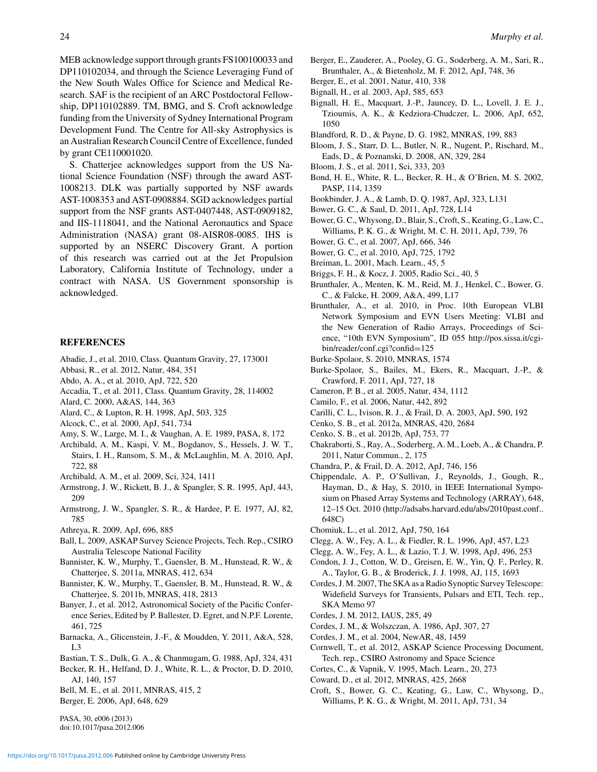MEB acknowledge support through grants FS100100033 and DP110102034, and through the Science Leveraging Fund of the New South Wales Office for Science and Medical Research. SAF is the recipient of an ARC Postdoctoral Fellowship, DP110102889. TM, BMG, and S. Croft acknowledge funding from the University of Sydney International Program Development Fund. The Centre for All-sky Astrophysics is an Australian Research Council Centre of Excellence, funded by grant CE110001020.

S. Chatterjee acknowledges support from the US National Science Foundation (NSF) through the award AST-1008213. DLK was partially supported by NSF awards AST-1008353 and AST-0908884. SGD acknowledges partial support from the NSF grants AST-0407448, AST-0909182, and IIS-1118041, and the National Aeronautics and Space Administration (NASA) grant 08-AISR08-0085. IHS is supported by an NSERC Discovery Grant. A portion of this research was carried out at the Jet Propulsion Laboratory, California Institute of Technology, under a contract with NASA. US Government sponsorship is acknowledged.

## REFERENCES

Abadie, J., et al. 2010, Class. Quantum Gravity, 27, 173001

Abbasi, R., et al. 2012, Natur, 484, 351

Abdo, A. A., et al. 2010, ApJ, 722, 520

Accadia, T., et al. 2011, Class. Quantum Gravity, 28, 114002

Alard, C. 2000, A&AS, 144, 363

Alard, C., & Lupton, R. H. 1998, ApJ, 503, 325

Alcock, C., et al. 2000, ApJ, 541, 734

Amy, S. W., Large, M. I., & Vaughan, A. E. 1989, PASA, 8, 172

Archibald, A. M., Kaspi, V. M., Bogdanov, S., Hessels, J. W. T., Stairs, I. H., Ransom, S. M., & McLaughlin, M. A. 2010, ApJ, 722, 88

Archibald, A. M., et al. 2009, Sci, 324, 1411

Armstrong, J. W., Rickett, B. J., & Spangler, S. R. 1995, ApJ, 443, 209

Armstrong, J. W., Spangler, S. R., & Hardee, P. E. 1977, AJ, 82, 785

Athreya, R. 2009, ApJ, 696, 885

Ball, L. 2009, ASKAP Survey Science Projects, Tech. Rep., CSIRO Australia Telescope National Facility

Bannister, K. W., Murphy, T., Gaensler, B. M., Hunstead, R. W., & Chatterjee, S. 2011a, MNRAS, 412, 634

Bannister, K. W., Murphy, T., Gaensler, B. M., Hunstead, R. W., & Chatterjee, S. 2011b, MNRAS, 418, 2813

Banyer, J., et al. 2012, Astronomical Society of the Pacific Conference Series, Edited by P. Ballester, D. Egret, and N.P.F. Lorente, 461, 725

Barnacka, A., Glicenstein, J.-F., & Moudden, Y. 2011, A&A, 528, L3

Bastian, T. S., Dulk, G. A., & Chanmugam, G. 1988, ApJ, 324, 431

Becker, R. H., Helfand, D. J., White, R. L., & Proctor, D. D. 2010, AJ, 140, 157

Bell, M. E., et al. 2011, MNRAS, 415, 2

Berger, E. 2006, ApJ, 648, 629

Berger, E., Zauderer, A., Pooley, G. G., Soderberg, A. M., Sari, R., Brunthaler, A., & Bietenholz, M. F. 2012, ApJ, 748, 36

Berger, E., et al. 2001, Natur, 410, 338

Bignall, H., et al. 2003, ApJ, 585, 653

Bignall, H. E., Macquart, J.-P., Jauncey, D. L., Lovell, J. E. J., Tzioumis, A. K., & Kedziora-Chudczer, L. 2006, ApJ, 652, 1050

Blandford, R. D., & Payne, D. G. 1982, MNRAS, 199, 883

Bloom, J. S., Starr, D. L., Butler, N. R., Nugent, P., Rischard, M., Eads, D., & Poznanski, D. 2008, AN, 329, 284

Bloom, J. S., et al. 2011, Sci, 333, 203

Bond, H. E., White, R. L., Becker, R. H., & O'Brien, M. S. 2002, PASP, 114, 1359

Bookbinder, J. A., & Lamb, D. Q. 1987, ApJ, 323, L131

Bower, G. C., & Saul, D. 2011, ApJ, 728, L14

Bower, G. C., Whysong, D., Blair, S., Croft, S., Keating, G., Law, C., Williams, P. K. G., & Wright, M. C. H. 2011, ApJ, 739, 76

Bower, G. C., et al. 2007, ApJ, 666, 346

Bower, G. C., et al. 2010, ApJ, 725, 1792

Breiman, L. 2001, Mach. Learn., 45, 5

Briggs, F. H., & Kocz, J. 2005, Radio Sci., 40, 5

Brunthaler, A., Menten, K. M., Reid, M. J., Henkel, C., Bower, G. C., & Falcke, H. 2009, A&A, 499, L17

Brunthaler, A., et al. 2010, in Proc. 10th European VLBI Network Symposium and EVN Users Meeting: VLBI and the New Generation of Radio Arrays, Proceedings of Science, "10th EVN Symposium", ID 055 http://pos.sissa.it/cgi-bin/reader/conf.cgi?confid=125

Burke-Spolaor, S. 2010, MNRAS, 1574

Burke-Spolaor, S., Bailes, M., Ekers, R., Macquart, J.-P., & Crawford, F. 2011, ApJ, 727, 18

Cameron, P. B., et al. 2005, Natur, 434, 1112

Camilo, F., et al. 2006, Natur, 442, 892

Carilli, C. L., Ivison, R. J., & Frail, D. A. 2003, ApJ, 590, 192

Cenko, S. B., et al. 2012a, MNRAS, 420, 2684

Cenko, S. B., et al. 2012b, ApJ, 753, 77

Chakraborti, S., Ray, A., Soderberg, A. M., Loeb, A., & Chandra, P. 2011, Natur Commun., 2, 175

Chandra, P., & Frail, D. A. 2012, ApJ, 746, 156

Chippendale, A. P., O'Sullivan, J., Reynolds, J., Gough, R., Hayman, D., & Hay, S. 2010, in IEEE International Symposium on Phased Array Systems and Technology (ARRAY), 648, 12–15 Oct. 2010 (http://adsabs.harvard.edu/abs/2010past.conf..648C)

Chomiuk, L., et al. 2012, ApJ, 750, 164

Clegg, A. W., Fey, A. L., & Fiedler, R. L. 1996, ApJ, 457, L23

Clegg, A. W., Fey, A. L., & Lazio, T. J. W. 1998, ApJ, 496, 253

Condon, J. J., Cotton, W. D., Greisen, E. W., Yin, Q. F., Perley, R. A., Taylor, G. B., & Broderick, J. J. 1998, AJ, 115, 1693

Cordes, J. M. 2007, The SKA as a Radio Synoptic Survey Telescope: Widefield Surveys for Transients, Pulsars and ETI, Tech. rep., SKA Memo 97

Cordes, J. M. 2012, IAUS, 285, 49

Cordes, J. M., & Wolszczan, A. 1986, ApJ, 307, 27

Cordes, J. M., et al. 2004, NewAR, 48, 1459

Cornwell, T., et al. 2012, ASKAP Science Processing Document, Tech. rep., CSIRO Astronomy and Space Science

Cortes, C., & Vapnik, V. 1995, Mach. Learn., 20, 273

Coward, D., et al. 2012, MNRAS, 425, 2668

Croft, S., Bower, G. C., Keating, G., Law, C., Whysong, D., Williams, P. K. G., & Wright, M. 2011, ApJ, 731, 34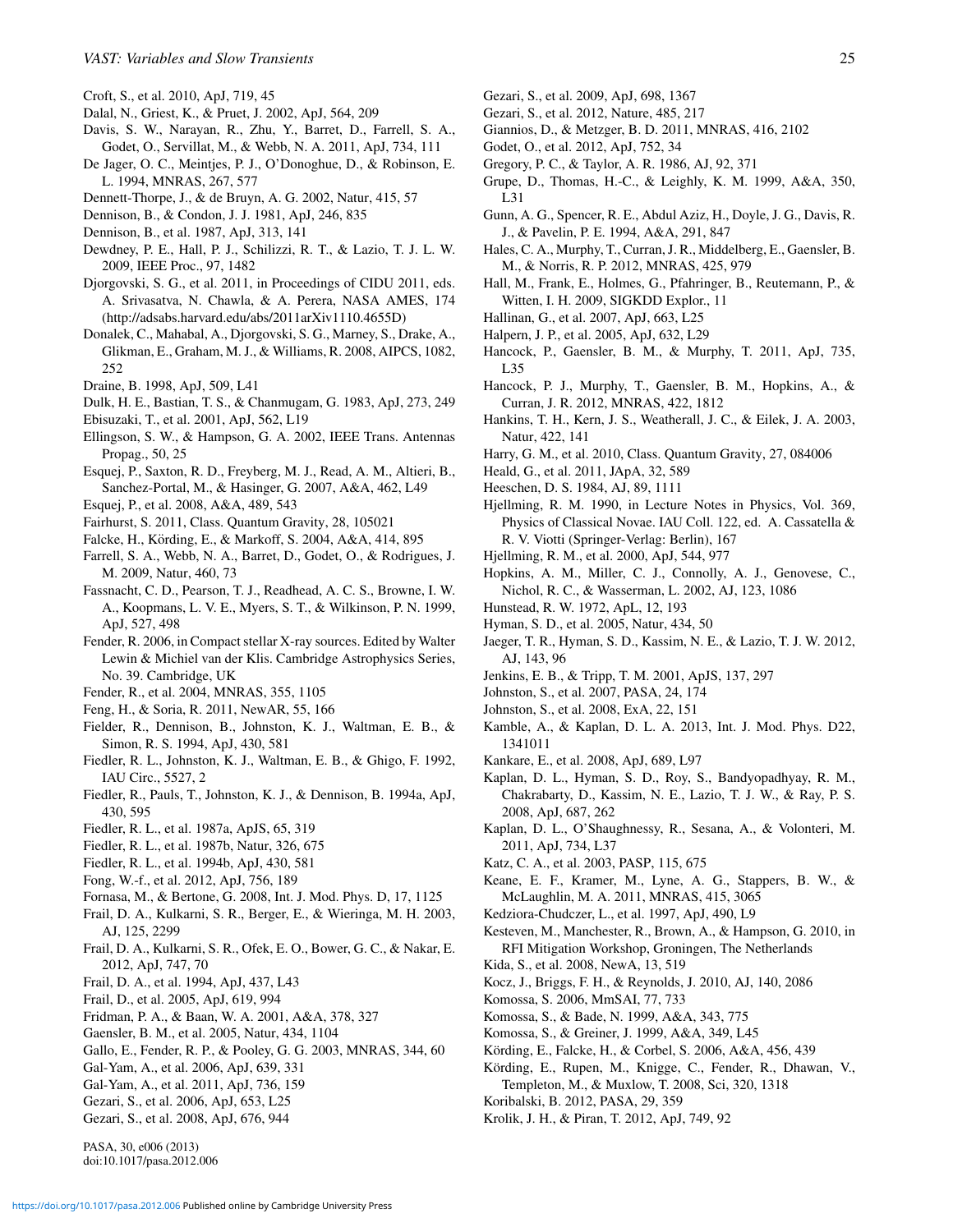Croft, S., et al. 2010, ApJ, 719, 45

Dalal, N., Griest, K., & Pruet, J. 2002, ApJ, 564, 209

Davis, S. W., Narayan, R., Zhu, Y., Barret, D., Farrell, S. A., Godet, O., Servillat, M., & Webb, N. A. 2011, ApJ, 734, 111

De Jager, O. C., Meintjes, P. J., O'Donoghue, D., & Robinson, E. L. 1994, MNRAS, 267, 577

Dennett-Thorpe, J., & de Bruyn, A. G. 2002, Natur, 415, 57

Dennison, B., & Condon, J. J. 1981, ApJ, 246, 835

Dennison, B., et al. 1987, ApJ, 313, 141

Dewdney, P. E., Hall, P. J., Schilizzi, R. T., & Lazio, T. J. L. W. 2009, IEEE Proc., 97, 1482

Djorgovski, S. G., et al. 2011, in Proceedings of CIDU 2011, eds. A. Srivasatva, N. Chawla, & A. Perera, NASA AMES, 174 (http://adsabs.harvard.edu/abs/2011arXiv1110.4655D)

Donalek, C., Mahabal, A., Djorgovski, S. G., Marney, S., Drake, A., Glikman, E., Graham, M. J., & Williams, R. 2008, AIPCS, 1082, 252

Draine, B. 1998, ApJ, 509, L41

Dulk, H. E., Bastian, T. S., & Chanmugam, G. 1983, ApJ, 273, 249

Ebisuzaki, T., et al. 2001, ApJ, 562, L19

Ellingson, S. W., & Hampson, G. A. 2002, IEEE Trans. Antennas Propag., 50, 25

Esquej, P., Saxton, R. D., Freyberg, M. J., Read, A. M., Altieri, B., Sanchez-Portal, M., & Hasinger, G. 2007, A&A, 462, L49

Esquej, P., et al. 2008, A&A, 489, 543

Fairhurst, S. 2011, Class. Quantum Gravity, 28, 105021

Falcke, H., Körding, E., & Markoff, S. 2004, A&A, 414, 895

Farrell, S. A., Webb, N. A., Barret, D., Godet, O., & Rodrigues, J. M. 2009, Natur, 460, 73

Fassnacht, C. D., Pearson, T. J., Readhead, A. C. S., Browne, I. W. A., Koopmans, L. V. E., Myers, S. T., & Wilkinson, P. N. 1999, ApJ, 527, 498

Fender, R. 2006, in Compact stellar X-ray sources. Edited by Walter Lewin & Michiel van der Klis. Cambridge Astrophysics Series, No. 39. Cambridge, UK

Fender, R., et al. 2004, MNRAS, 355, 1105

Feng, H., & Soria, R. 2011, NewAR, 55, 166

Fielder, R., Dennison, B., Johnston, K. J., Waltman, E. B., & Simon, R. S. 1994, ApJ, 430, 581

Fiedler, R. L., Johnston, K. J., Waltman, E. B., & Ghigo, F. 1992, IAU Circ., 5527, 2

Fiedler, R., Pauls, T., Johnston, K. J., & Dennison, B. 1994a, ApJ, 430, 595

Fiedler, R. L., et al. 1987a, ApJS, 65, 319

Fiedler, R. L., et al. 1987b, Natur, 326, 675

Fiedler, R. L., et al. 1994b, ApJ, 430, 581

Fong, W.-f., et al. 2012, ApJ, 756, 189

Fornasa, M., & Bertone, G. 2008, Int. J. Mod. Phys. D, 17, 1125

Frail, D. A., Kulkarni, S. R., Berger, E., & Wieringa, M. H. 2003, AJ, 125, 2299

Frail, D. A., Kulkarni, S. R., Ofek, E. O., Bower, G. C., & Nakar, E. 2012, ApJ, 747, 70

Frail, D. A., et al. 1994, ApJ, 437, L43

Frail, D., et al. 2005, ApJ, 619, 994

Fridman, P. A., & Baan, W. A. 2001, A&A, 378, 327

Gaensler, B. M., et al. 2005, Natur, 434, 1104

Gallo, E., Fender, R. P., & Pooley, G. G. 2003, MNRAS, 344, 60

Gal-Yam, A., et al. 2006, ApJ, 639, 331

Gal-Yam, A., et al. 2011, ApJ, 736, 159

Gezari, S., et al. 2006, ApJ, 653, L25

Gezari, S., et al. 2008, ApJ, 676, 944

Gezari, S., et al. 2009, ApJ, 698, 1367

Gezari, S., et al. 2012, Nature, 485, 217

Giannios, D., & Metzger, B. D. 2011, MNRAS, 416, 2102

Godet, O., et al. 2012, ApJ, 752, 34

Gregory, P. C., & Taylor, A. R. 1986, AJ, 92, 371

Grupe, D., Thomas, H.-C., & Leighly, K. M. 1999, A&A, 350, L31

Gunn, A. G., Spencer, R. E., Abdul Aziz, H., Doyle, J. G., Davis, R. J., & Pavelin, P. E. 1994, A&A, 291, 847

Hales, C. A., Murphy, T., Curran, J. R., Middelberg, E., Gaensler, B. M., & Norris, R. P. 2012, MNRAS, 425, 979

Hall, M., Frank, E., Holmes, G., Pfahringer, B., Reutemann, P., & Witten, I. H. 2009, SIGKDD Explor., 11

Hallinan, G., et al. 2007, ApJ, 663, L25

Halpern, J. P., et al. 2005, ApJ, 632, L29

Hancock, P., Gaensler, B. M., & Murphy, T. 2011, ApJ, 735, L35

Hancock, P. J., Murphy, T., Gaensler, B. M., Hopkins, A., & Curran, J. R. 2012, MNRAS, 422, 1812

Hankins, T. H., Kern, J. S., Weatherall, J. C., & Eilek, J. A. 2003, Natur, 422, 141

Harry, G. M., et al. 2010, Class. Quantum Gravity, 27, 084006

Heald, G., et al. 2011, JApA, 32, 589

Heeschen, D. S. 1984, AJ, 89, 1111

Hjellming, R. M. 1990, in Lecture Notes in Physics, Vol. 369, Physics of Classical Novae. IAU Coll. 122, ed. A. Cassatella & R. V. Viotti (Springer-Verlag: Berlin), 167

Hjellming, R. M., et al. 2000, ApJ, 544, 977

Hopkins, A. M., Miller, C. J., Connolly, A. J., Genovese, C., Nichol, R. C., & Wasserman, L. 2002, AJ, 123, 1086

Hunstead, R. W. 1972, ApL, 12, 193

Hyman, S. D., et al. 2005, Natur, 434, 50

Jaeger, T. R., Hyman, S. D., Kassim, N. E., & Lazio, T. J. W. 2012, AJ, 143, 96

Jenkins, E. B., & Tripp, T. M. 2001, ApJS, 137, 297

Johnston, S., et al. 2007, PASA, 24, 174

Johnston, S., et al. 2008, ExA, 22, 151

Kamble, A., & Kaplan, D. L. A. 2013, Int. J. Mod. Phys. D22, 1341011

Kankare, E., et al. 2008, ApJ, 689, L97

Kaplan, D. L., Hyman, S. D., Roy, S., Bandyopadhyay, R. M., Chakrabarty, D., Kassim, N. E., Lazio, T. J. W., & Ray, P. S. 2008, ApJ, 687, 262

Kaplan, D. L., O'Shaughnessy, R., Sesana, A., & Volonteri, M. 2011, ApJ, 734, L37

Katz, C. A., et al. 2003, PASP, 115, 675

Keane, E. F., Kramer, M., Lyne, A. G., Stappers, B. W., & McLaughlin, M. A. 2011, MNRAS, 415, 3065

Kedziora-Chudczer, L., et al. 1997, ApJ, 490, L9

Kesteven, M., Manchester, R., Brown, A., & Hampson, G. 2010, in RFI Mitigation Workshop, Groningen, The Netherlands

Kida, S., et al. 2008, NewA, 13, 519

Kocz, J., Briggs, F. H., & Reynolds, J. 2010, AJ, 140, 2086

Komossa, S. 2006, MmSAI, 77, 733

Komossa, S., & Bade, N. 1999, A&A, 343, 775

Komossa, S., & Greiner, J. 1999, A&A, 349, L45

Körding, E., Falcke, H., & Corbel, S. 2006, A&A, 456, 439

Körding, E., Rupen, M., Knigge, C., Fender, R., Dhawan, V., Templeton, M., & Muxlow, T. 2008, Sci, 320, 1318

Koribalski, B. 2012, PASA, 29, 359

Krolik, J. H., & Piran, T. 2012, ApJ, 749, 92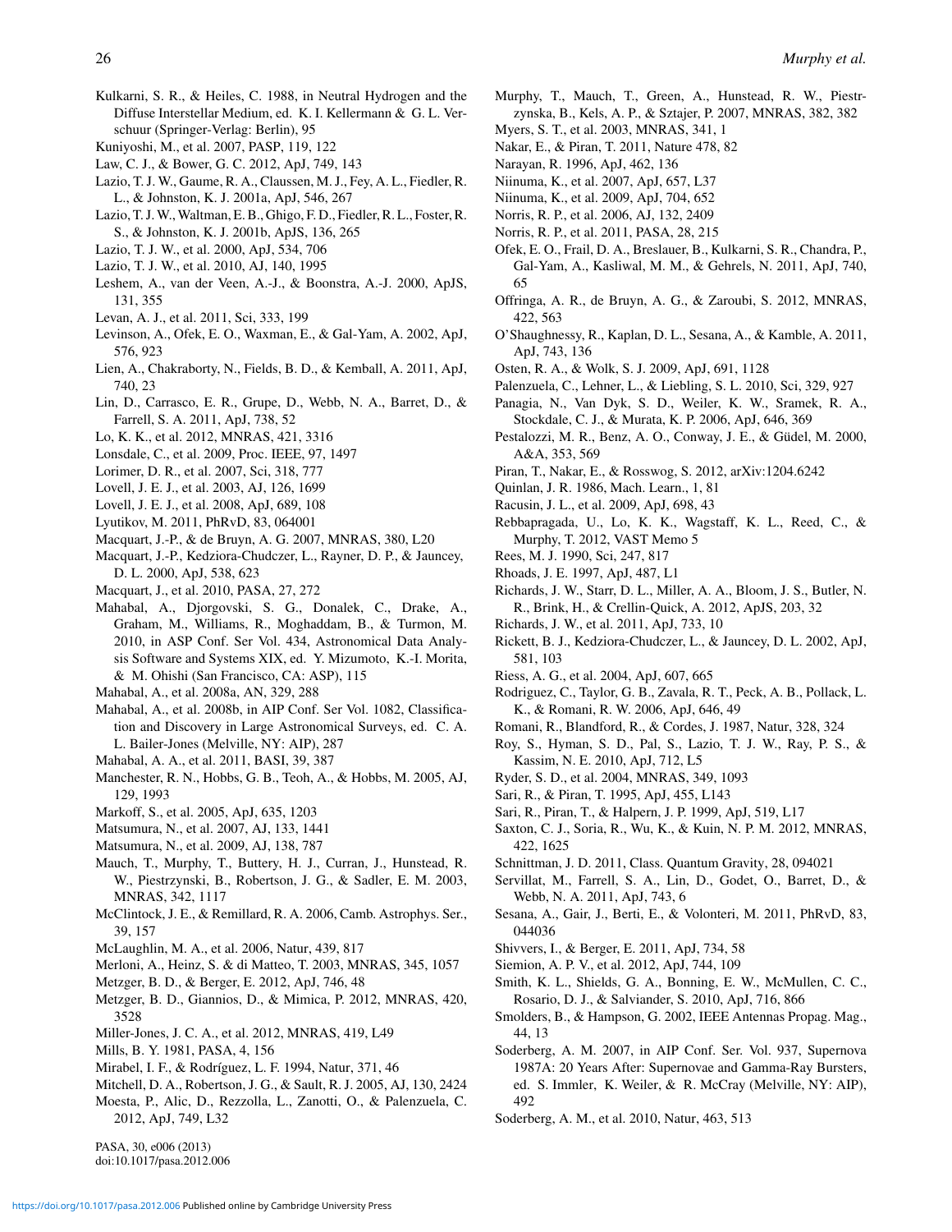Kulkarni, S. R., & Heiles, C. 1988, in Neutral Hydrogen and the Diffuse Interstellar Medium, ed. K. I. Kellermann & G. L. Verschuur (Springer-Verlag: Berlin), 95

Kuniyoshi, M., et al. 2007, PASP, 119, 122

Law, C. J., & Bower, G. C. 2012, ApJ, 749, 143

Lazio, T. J. W., Gaume, R. A., Claussen, M. J., Fey, A. L., Fiedler, R. L., & Johnston, K. J. 2001a, ApJ, 546, 267

Lazio, T. J. W., Waltman, E. B., Ghigo, F. D., Fiedler, R. L., Foster, R. S., & Johnston, K. J. 2001b, ApJS, 136, 265

Lazio, T. J. W., et al. 2000, ApJ, 534, 706

Lazio, T. J. W., et al. 2010, AJ, 140, 1995

Leshem, A., van der Veen, A.-J., & Boonstra, A.-J. 2000, ApJS, 131, 355

Levan, A. J., et al. 2011, Sci, 333, 199

Levinson, A., Ofek, E. O., Waxman, E., & Gal-Yam, A. 2002, ApJ, 576, 923

Lien, A., Chakraborty, N., Fields, B. D., & Kemball, A. 2011, ApJ, 740, 23

Lin, D., Carrasco, E. R., Grupe, D., Webb, N. A., Barret, D., & Farrell, S. A. 2011, ApJ, 738, 52

Lo, K. K., et al. 2012, MNRAS, 421, 3316

Lonsdale, C., et al. 2009, Proc. IEEE, 97, 1497

Lorimer, D. R., et al. 2007, Sci, 318, 777

Lovell, J. E. J., et al. 2003, AJ, 126, 1699

Lovell, J. E. J., et al. 2008, ApJ, 689, 108

Lyutikov, M. 2011, PhRvD, 83, 064001

Macquart, J.-P., & de Bruyn, A. G. 2007, MNRAS, 380, L20

Macquart, J.-P., Kedziora-Chudczer, L., Rayner, D. P., & Jauncey, D. L. 2000, ApJ, 538, 623

Macquart, J., et al. 2010, PASA, 27, 272

Mahabal, A., Djorgovski, S. G., Donalek, C., Drake, A., Graham, M., Williams, R., Moghaddam, B., & Turmon, M. 2010, in ASP Conf. Ser Vol. 434, Astronomical Data Analysis Software and Systems XIX, ed. Y. Mizumoto, K.-I. Morita, & M. Ohishi (San Francisco, CA: ASP), 115

Mahabal, A., et al. 2008a, AN, 329, 288

Mahabal, A., et al. 2008b, in AIP Conf. Ser Vol. 1082, Classification and Discovery in Large Astronomical Surveys, ed. C. A. L. Bailer-Jones (Melville, NY: AIP), 287

Mahabal, A. A., et al. 2011, BASI, 39, 387

Manchester, R. N., Hobbs, G. B., Teoh, A., & Hobbs, M. 2005, AJ, 129, 1993

Markoff, S., et al. 2005, ApJ, 635, 1203

Matsumura, N., et al. 2007, AJ, 133, 1441

Matsumura, N., et al. 2009, AJ, 138, 787

Mauch, T., Murphy, T., Buttery, H. J., Curran, J., Hunstead, R. W., Piestrzynski, B., Robertson, J. G., & Sadler, E. M. 2003, MNRAS, 342, 1117

McClintock, J. E., & Remillard, R. A. 2006, Camb. Astrophys. Ser., 39, 157

McLaughlin, M. A., et al. 2006, Natur, 439, 817

Merloni, A., Heinz, S. & di Matteo, T. 2003, MNRAS, 345, 1057

Metzger, B. D., & Berger, E. 2012, ApJ, 746, 48

Metzger, B. D., Giannios, D., & Mimica, P. 2012, MNRAS, 420, 3528

Miller-Jones, J. C. A., et al. 2012, MNRAS, 419, L49

Mills, B. Y. 1981, PASA, 4, 156

Mirabel, I. F., & Rodríguez, L. F. 1994, Natur, 371, 46

Mitchell, D. A., Robertson, J. G., & Sault, R. J. 2005, AJ, 130, 2424

Moesta, P., Alic, D., Rezzolla, L., Zanotti, O., & Palenzuela, C. 2012, ApJ, 749, L32

Murphy, T., Mauch, T., Green, A., Hunstead, R. W., Piestrzynska, B., Kels, A. P., & Sztajer, P. 2007, MNRAS, 382, 382

Myers, S. T., et al. 2003, MNRAS, 341, 1

Nakar, E., & Piran, T. 2011, Nature 478, 82

Narayan, R. 1996, ApJ, 462, 136

Niinuma, K., et al. 2007, ApJ, 657, L37

Niinuma, K., et al. 2009, ApJ, 704, 652

Norris, R. P., et al. 2006, AJ, 132, 2409

Norris, R. P., et al. 2011, PASA, 28, 215

Ofek, E. O., Frail, D. A., Breslauer, B., Kulkarni, S. R., Chandra, P., Gal-Yam, A., Kasliwal, M. M., & Gehrels, N. 2011, ApJ, 740, 65

Offringa, A. R., de Bruyn, A. G., & Zaroubi, S. 2012, MNRAS, 422, 563

O'Shaughnessy, R., Kaplan, D. L., Sesana, A., & Kamble, A. 2011, ApJ, 743, 136

Osten, R. A., & Wolk, S. J. 2009, ApJ, 691, 1128

Palenzuela, C., Lehner, L., & Liebling, S. L. 2010, Sci, 329, 927

Panagia, N., Van Dyk, S. D., Weiler, K. W., Sramek, R. A., Stockdale, C. J., & Murata, K. P. 2006, ApJ, 646, 369

Pestalozzi, M. R., Benz, A. O., Conway, J. E., & Güdel, M. 2000, A&A, 353, 569

Piran, T., Nakar, E., & Rosswog, S. 2012, arXiv:1204.6242

Quinlan, J. R. 1986, Mach. Learn., 1, 81

Racusin, J. L., et al. 2009, ApJ, 698, 43

Rebbapragada, U., Lo, K. K., Wagstaff, K. L., Reed, C., & Murphy, T. 2012, VAST Memo 5

Rees, M. J. 1990, Sci, 247, 817

Rhoads, J. E. 1997, ApJ, 487, L1

Richards, J. W., Starr, D. L., Miller, A. A., Bloom, J. S., Butler, N. R., Brink, H., & Crellin-Quick, A. 2012, ApJS, 203, 32

Richards, J. W., et al. 2011, ApJ, 733, 10

Rickett, B. J., Kedziora-Chudczer, L., & Jauncey, D. L. 2002, ApJ, 581, 103

Riess, A. G., et al. 2004, ApJ, 607, 665

Rodriguez, C., Taylor, G. B., Zavala, R. T., Peck, A. B., Pollack, L. K., & Romani, R. W. 2006, ApJ, 646, 49

Romani, R., Blandford, R., & Cordes, J. 1987, Natur, 328, 324

Roy, S., Hyman, S. D., Pal, S., Lazio, T. J. W., Ray, P. S., & Kassim, N. E. 2010, ApJ, 712, L5

Ryder, S. D., et al. 2004, MNRAS, 349, 1093

Sari, R., & Piran, T. 1995, ApJ, 455, L143

Sari, R., Piran, T., & Halpern, J. P. 1999, ApJ, 519, L17

Saxton, C. J., Soria, R., Wu, K., & Kuin, N. P. M. 2012, MNRAS, 422, 1625

Schnittman, J. D. 2011, Class. Quantum Gravity, 28, 094021

Servillat, M., Farrell, S. A., Lin, D., Godet, O., Barret, D., & Webb, N. A. 2011, ApJ, 743, 6

Sesana, A., Gair, J., Berti, E., & Volonteri, M. 2011, PhRvD, 83, 044036

Shivvers, I., & Berger, E. 2011, ApJ, 734, 58

Siemion, A. P. V., et al. 2012, ApJ, 744, 109

Smith, K. L., Shields, G. A., Bonning, E. W., McMullen, C. C., Rosario, D. J., & Salviander, S. 2010, ApJ, 716, 866

Smolders, B., & Hampson, G. 2002, IEEE Antennas Propag. Mag., 44, 13

Soderberg, A. M. 2007, in AIP Conf. Ser. Vol. 937, Supernova 1987A: 20 Years After: Supernovae and Gamma-Ray Bursters, ed. S. Immler, K. Weiler, & R. McCray (Melville, NY: AIP), 492

Soderberg, A. M., et al. 2010, Natur, 463, 513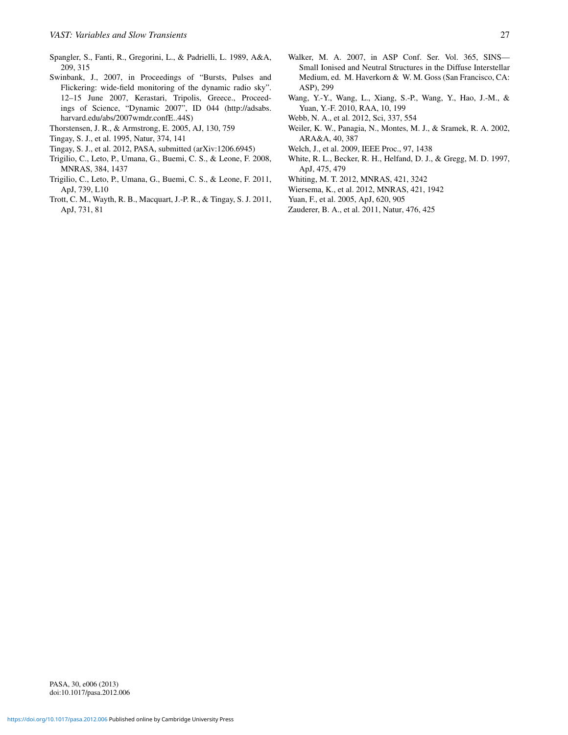Spangler, S., Fanti, R., Gregorini, L., & Padrielli, L. 1989, A&A, 209, 315

Swinbank, J., 2007, in Proceedings of "Bursts, Pulses and Flickering: wide-field monitoring of the dynamic radio sky". 12–15 June 2007, Kerastari, Tripolis, Greece., Proceedings of Science, "Dynamic 2007", ID 044 (http://adsabs.harvard.edu/abs/2007wmdr.confE..44S)

Thorstensen, J. R., & Armstrong, E. 2005, AJ, 130, 759

Tingay, S. J., et al. 1995, Natur, 374, 141

Tingay, S. J., et al. 2012, PASA, submitted (arXiv:1206.6945)

Trigilio, C., Leto, P., Umana, G., Buemi, C. S., & Leone, F. 2008, MNRAS, 384, 1437

Trigilio, C., Leto, P., Umana, G., Buemi, C. S., & Leone, F. 2011, ApJ, 739, L10

Trott, C. M., Wayth, R. B., Macquart, J.-P. R., & Tingay, S. J. 2011, ApJ, 731, 81

Walker, M. A. 2007, in ASP Conf. Ser. Vol. 365, SINS—Small Ionised and Neutral Structures in the Diffuse Interstellar Medium, ed. M. Haverkorn & W. M. Goss (San Francisco, CA: ASP), 299

Wang, Y.-Y., Wang, L., Xiang, S.-P., Wang, Y., Hao, J.-M., & Yuan, Y.-F. 2010, RAA, 10, 199

Webb, N. A., et al. 2012, Sci, 337, 554

Weiler, K. W., Panagia, N., Montes, M. J., & Sramek, R. A. 2002, ARA&A, 40, 387

Welch, J., et al. 2009, IEEE Proc., 97, 1438

White, R. L., Becker, R. H., Helfand, D. J., & Gregg, M. D. 1997, ApJ, 475, 479

Whiting, M. T. 2012, MNRAS, 421, 3242

Wiersema, K., et al. 2012, MNRAS, 421, 1942

Yuan, F., et al. 2005, ApJ, 620, 905

Zauderer, B. A., et al. 2011, Natur, 476, 425